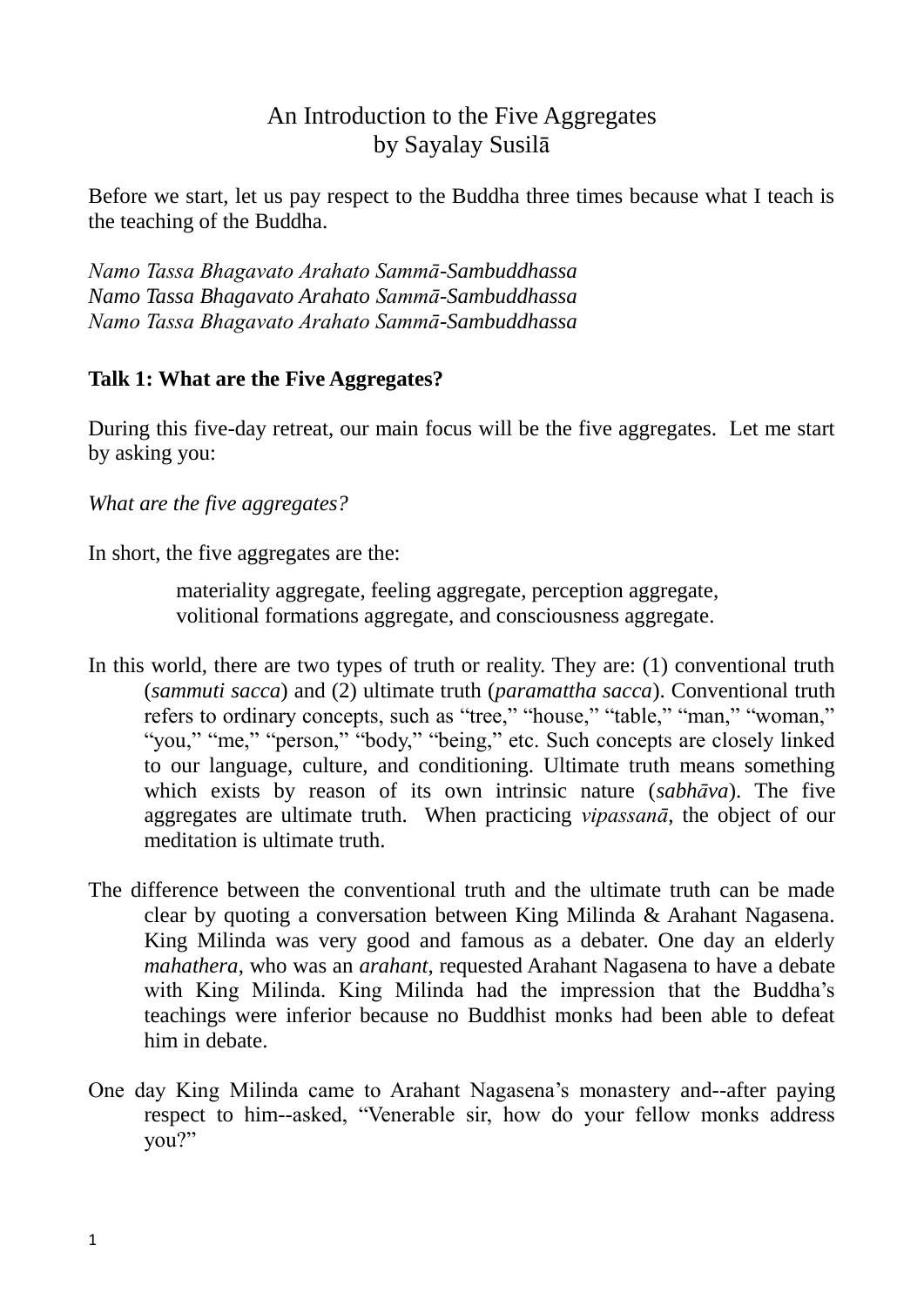# An Introduction to the Five Aggregates
## by Sayalay Susilā

Before we start, let us pay respect to the Buddha three times because what I teach is the teaching of the Buddha.

*Namo Tassa Bhagavato Arahato Sammā-Sambuddhassa*
*Namo Tassa Bhagavato Arahato Sammā-Sambuddhassa*
*Namo Tassa Bhagavato Arahato Sammā-Sambuddhassa*

**Talk 1: What are the Five Aggregates?**

During this five-day retreat, our main focus will be the five aggregates. Let me start by asking you:

*What are the five aggregates?*

In short, the five aggregates are the:

> materiality aggregate, feeling aggregate, perception aggregate, volitional formations aggregate, and consciousness aggregate.

In this world, there are two types of truth or reality. They are: (1) conventional truth (*sammuti sacca*) and (2) ultimate truth (*paramattha sacca*). Conventional truth refers to ordinary concepts, such as "tree," "house," "table," "man," "woman," "you," "me," "person," "body," "being," etc. Such concepts are closely linked to our language, culture, and conditioning. Ultimate truth means something which exists by reason of its own intrinsic nature (*sabhāva*). The five aggregates are ultimate truth. When practicing *vipassanā*, the object of our meditation is ultimate truth.

The difference between the conventional truth and the ultimate truth can be made clear by quoting a conversation between King Milinda & Arahant Nagasena. King Milinda was very good and famous as a debater. One day an elderly *mahathera*, who was an *arahant*, requested Arahant Nagasena to have a debate with King Milinda. King Milinda had the impression that the Buddha's teachings were inferior because no Buddhist monks had been able to defeat him in debate.

One day King Milinda came to Arahant Nagasena's monastery and--after paying respect to him--asked, "Venerable sir, how do your fellow monks address you?"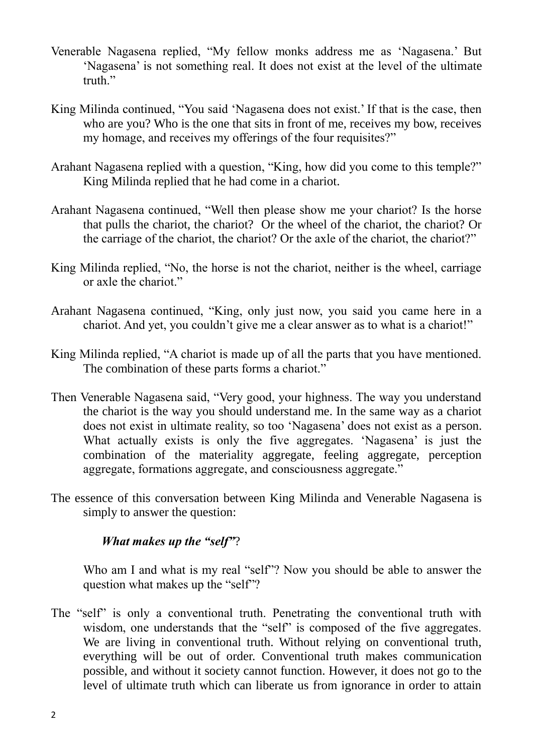Venerable Nagasena replied, "My fellow monks address me as 'Nagasena.' But 'Nagasena' is not something real. It does not exist at the level of the ultimate truth."

King Milinda continued, "You said 'Nagasena does not exist.' If that is the case, then who are you? Who is the one that sits in front of me, receives my bow, receives my homage, and receives my offerings of the four requisites?"

Arahant Nagasena replied with a question, "King, how did you come to this temple?" King Milinda replied that he had come in a chariot.

Arahant Nagasena continued, "Well then please show me your chariot? Is the horse that pulls the chariot, the chariot? Or the wheel of the chariot, the chariot? Or the carriage of the chariot, the chariot? Or the axle of the chariot, the chariot?"

King Milinda replied, "No, the horse is not the chariot, neither is the wheel, carriage or axle the chariot."

Arahant Nagasena continued, "King, only just now, you said you came here in a chariot. And yet, you couldn't give me a clear answer as to what is a chariot!"

King Milinda replied, "A chariot is made up of all the parts that you have mentioned. The combination of these parts forms a chariot."

Then Venerable Nagasena said, "Very good, your highness. The way you understand the chariot is the way you should understand me. In the same way as a chariot does not exist in ultimate reality, so too 'Nagasena' does not exist as a person. What actually exists is only the five aggregates. 'Nagasena' is just the combination of the materiality aggregate, feeling aggregate, perception aggregate, formations aggregate, and consciousness aggregate."

The essence of this conversation between King Milinda and Venerable Nagasena is simply to answer the question:

***What makes up the "self"*?**

Who am I and what is my real "self"? Now you should be able to answer the question what makes up the "self"?

The "self" is only a conventional truth. Penetrating the conventional truth with wisdom, one understands that the "self" is composed of the five aggregates. We are living in conventional truth. Without relying on conventional truth, everything will be out of order. Conventional truth makes communication possible, and without it society cannot function. However, it does not go to the level of ultimate truth which can liberate us from ignorance in order to attain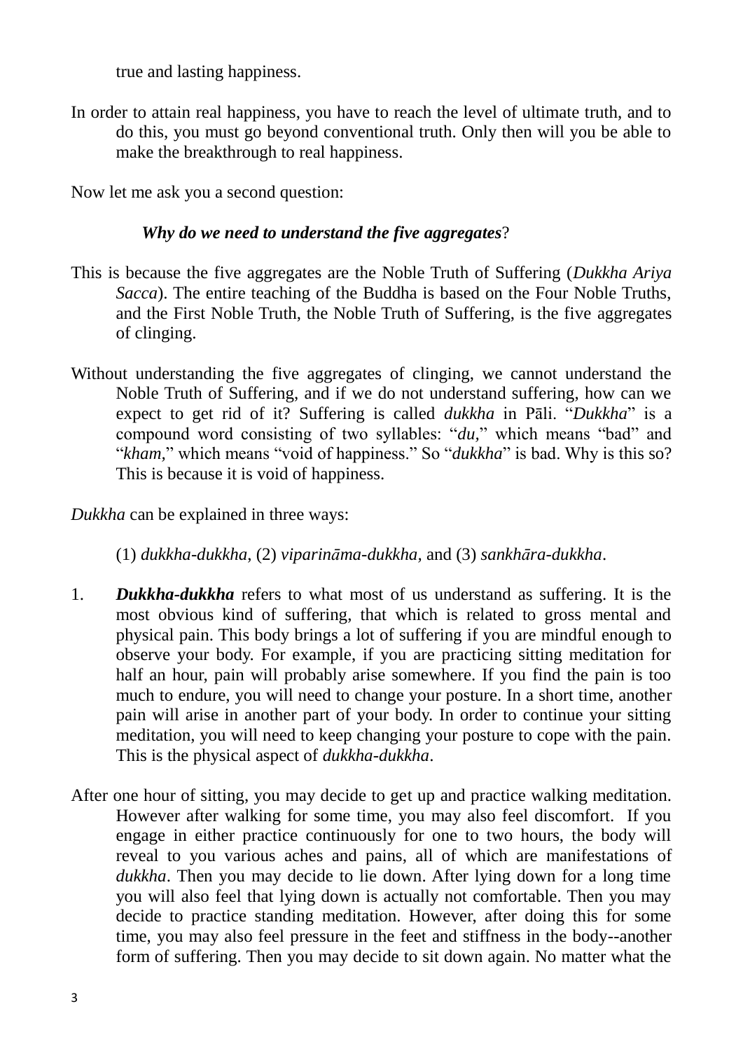true and lasting happiness.

In order to attain real happiness, you have to reach the level of ultimate truth, and to do this, you must go beyond conventional truth. Only then will you be able to make the breakthrough to real happiness.

Now let me ask you a second question:

***Why do we need to understand the five aggregates*?**

This is because the five aggregates are the Noble Truth of Suffering (*Dukkha Ariya Sacca*). The entire teaching of the Buddha is based on the Four Noble Truths, and the First Noble Truth, the Noble Truth of Suffering, is the five aggregates of clinging.

Without understanding the five aggregates of clinging, we cannot understand the Noble Truth of Suffering, and if we do not understand suffering, how can we expect to get rid of it? Suffering is called *dukkha* in Pāli. "*Dukkha*" is a compound word consisting of two syllables: "*du,*" which means "bad" and "*kham,*" which means "void of happiness." So "*dukkha*" is bad. Why is this so? This is because it is void of happiness.

*Dukkha* can be explained in three ways:

(1) *dukkha-dukkha*, (2) *viparināma-dukkha*, and (3) *sankhāra-dukkha*.

1. ***Dukkha-dukkha*** refers to what most of us understand as suffering. It is the most obvious kind of suffering, that which is related to gross mental and physical pain. This body brings a lot of suffering if you are mindful enough to observe your body. For example, if you are practicing sitting meditation for half an hour, pain will probably arise somewhere. If you find the pain is too much to endure, you will need to change your posture. In a short time, another pain will arise in another part of your body. In order to continue your sitting meditation, you will need to keep changing your posture to cope with the pain. This is the physical aspect of *dukkha-dukkha*.

After one hour of sitting, you may decide to get up and practice walking meditation. However after walking for some time, you may also feel discomfort. If you engage in either practice continuously for one to two hours, the body will reveal to you various aches and pains, all of which are manifestations of *dukkha*. Then you may decide to lie down. After lying down for a long time you will also feel that lying down is actually not comfortable. Then you may decide to practice standing meditation. However, after doing this for some time, you may also feel pressure in the feet and stiffness in the body--another form of suffering. Then you may decide to sit down again. No matter what the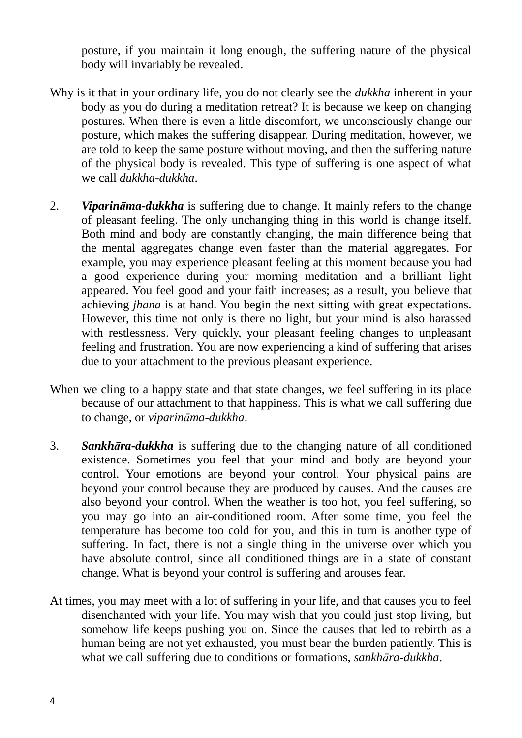posture, if you maintain it long enough, the suffering nature of the physical body will invariably be revealed.

Why is it that in your ordinary life, you do not clearly see the *dukkha* inherent in your body as you do during a meditation retreat? It is because we keep on changing postures. When there is even a little discomfort, we unconsciously change our posture, which makes the suffering disappear. During meditation, however, we are told to keep the same posture without moving, and then the suffering nature of the physical body is revealed. This type of suffering is one aspect of what we call *dukkha-dukkha*.

2. ***Viparināma-dukkha*** is suffering due to change. It mainly refers to the change of pleasant feeling. The only unchanging thing in this world is change itself. Both mind and body are constantly changing, the main difference being that the mental aggregates change even faster than the material aggregates. For example, you may experience pleasant feeling at this moment because you had a good experience during your morning meditation and a brilliant light appeared. You feel good and your faith increases; as a result, you believe that achieving *jhana* is at hand. You begin the next sitting with great expectations. However, this time not only is there no light, but your mind is also harassed with restlessness. Very quickly, your pleasant feeling changes to unpleasant feeling and frustration. You are now experiencing a kind of suffering that arises due to your attachment to the previous pleasant experience.

When we cling to a happy state and that state changes, we feel suffering in its place because of our attachment to that happiness. This is what we call suffering due to change, or *viparināma-dukkha*.

3. ***Sankhāra-dukkha*** is suffering due to the changing nature of all conditioned existence. Sometimes you feel that your mind and body are beyond your control. Your emotions are beyond your control. Your physical pains are beyond your control because they are produced by causes. And the causes are also beyond your control. When the weather is too hot, you feel suffering, so you may go into an air-conditioned room. After some time, you feel the temperature has become too cold for you, and this in turn is another type of suffering. In fact, there is not a single thing in the universe over which you have absolute control, since all conditioned things are in a state of constant change. What is beyond your control is suffering and arouses fear.

At times, you may meet with a lot of suffering in your life, and that causes you to feel disenchanted with your life. You may wish that you could just stop living, but somehow life keeps pushing you on. Since the causes that led to rebirth as a human being are not yet exhausted, you must bear the burden patiently. This is what we call suffering due to conditions or formations, *sankhāra-dukkha*.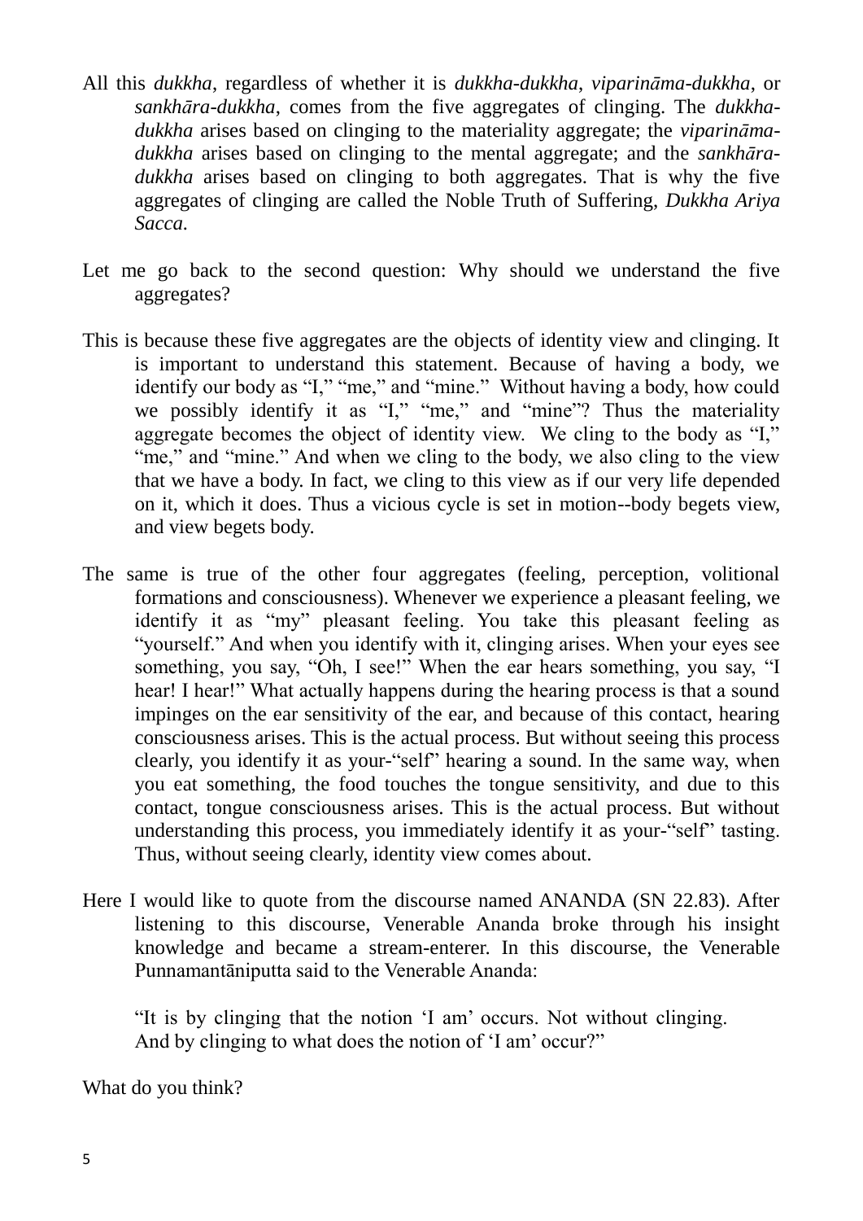All this *dukkha*, regardless of whether it is *dukkha-dukkha*, *viparināma-dukkha*, or *sankhāra-dukkha*, comes from the five aggregates of clinging. The *dukkha-dukkha* arises based on clinging to the materiality aggregate; the *viparināma-dukkha* arises based on clinging to the mental aggregate; and the *sankhāra-dukkha* arises based on clinging to both aggregates. That is why the five aggregates of clinging are called the Noble Truth of Suffering, *Dukkha Ariya Sacca*.

Let me go back to the second question: Why should we understand the five aggregates?

This is because these five aggregates are the objects of identity view and clinging. It is important to understand this statement. Because of having a body, we identify our body as "I," "me," and "mine." Without having a body, how could we possibly identify it as "I," "me," and "mine"? Thus the materiality aggregate becomes the object of identity view. We cling to the body as "I," "me," and "mine." And when we cling to the body, we also cling to the view that we have a body. In fact, we cling to this view as if our very life depended on it, which it does. Thus a vicious cycle is set in motion--body begets view, and view begets body.

The same is true of the other four aggregates (feeling, perception, volitional formations and consciousness). Whenever we experience a pleasant feeling, we identify it as "my" pleasant feeling. You take this pleasant feeling as "yourself." And when you identify with it, clinging arises. When your eyes see something, you say, "Oh, I see!" When the ear hears something, you say, "I hear! I hear!" What actually happens during the hearing process is that a sound impinges on the ear sensitivity of the ear, and because of this contact, hearing consciousness arises. This is the actual process. But without seeing this process clearly, you identify it as your-"self" hearing a sound. In the same way, when you eat something, the food touches the tongue sensitivity, and due to this contact, tongue consciousness arises. This is the actual process. But without understanding this process, you immediately identify it as your-"self" tasting. Thus, without seeing clearly, identity view comes about.

Here I would like to quote from the discourse named ANANDA (SN 22.83). After listening to this discourse, Venerable Ananda broke through his insight knowledge and became a stream-enterer. In this discourse, the Venerable Punnamantāniputta said to the Venerable Ananda:

> "It is by clinging that the notion 'I am' occurs. Not without clinging. And by clinging to what does the notion of 'I am' occur?"

What do you think?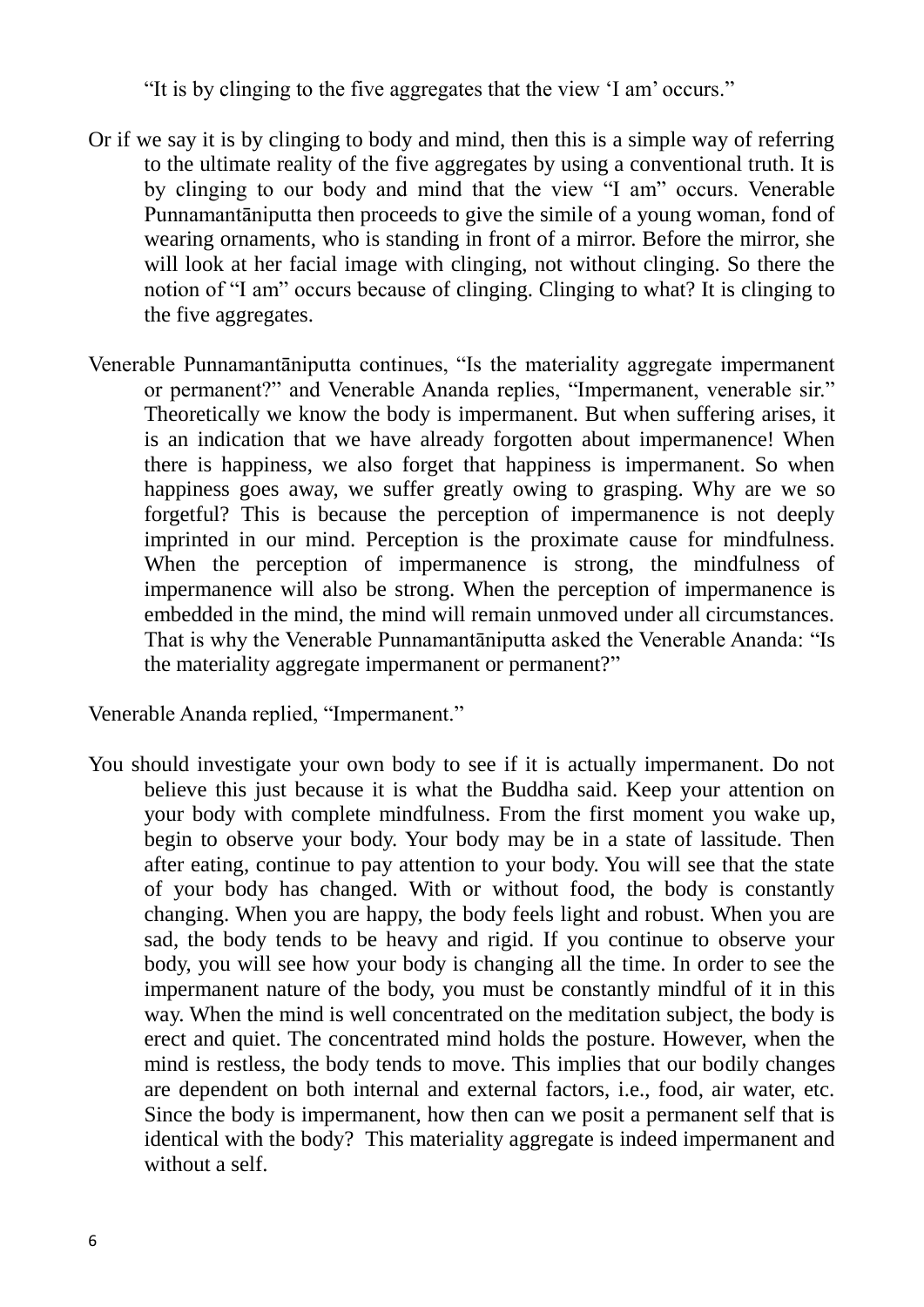"It is by clinging to the five aggregates that the view 'I am' occurs."

Or if we say it is by clinging to body and mind, then this is a simple way of referring to the ultimate reality of the five aggregates by using a conventional truth. It is by clinging to our body and mind that the view "I am" occurs. Venerable Punnamantāniputta then proceeds to give the simile of a young woman, fond of wearing ornaments, who is standing in front of a mirror. Before the mirror, she will look at her facial image with clinging, not without clinging. So there the notion of "I am" occurs because of clinging. Clinging to what? It is clinging to the five aggregates.

Venerable Punnamantāniputta continues, "Is the materiality aggregate impermanent or permanent?" and Venerable Ananda replies, "Impermanent, venerable sir." Theoretically we know the body is impermanent. But when suffering arises, it is an indication that we have already forgotten about impermanence! When there is happiness, we also forget that happiness is impermanent. So when happiness goes away, we suffer greatly owing to grasping. Why are we so forgetful? This is because the perception of impermanence is not deeply imprinted in our mind. Perception is the proximate cause for mindfulness. When the perception of impermanence is strong, the mindfulness of impermanence will also be strong. When the perception of impermanence is embedded in the mind, the mind will remain unmoved under all circumstances. That is why the Venerable Punnamantāniputta asked the Venerable Ananda: "Is the materiality aggregate impermanent or permanent?"

Venerable Ananda replied, "Impermanent."

You should investigate your own body to see if it is actually impermanent. Do not believe this just because it is what the Buddha said. Keep your attention on your body with complete mindfulness. From the first moment you wake up, begin to observe your body. Your body may be in a state of lassitude. Then after eating, continue to pay attention to your body. You will see that the state of your body has changed. With or without food, the body is constantly changing. When you are happy, the body feels light and robust. When you are sad, the body tends to be heavy and rigid. If you continue to observe your body, you will see how your body is changing all the time. In order to see the impermanent nature of the body, you must be constantly mindful of it in this way. When the mind is well concentrated on the meditation subject, the body is erect and quiet. The concentrated mind holds the posture. However, when the mind is restless, the body tends to move. This implies that our bodily changes are dependent on both internal and external factors, i.e., food, air water, etc. Since the body is impermanent, how then can we posit a permanent self that is identical with the body? This materiality aggregate is indeed impermanent and without a self.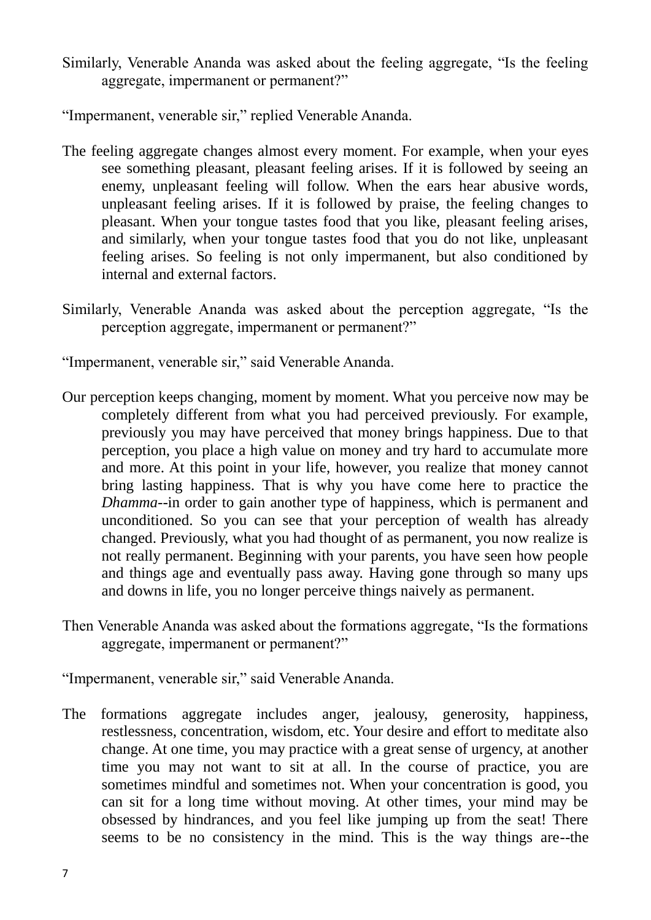Similarly, Venerable Ananda was asked about the feeling aggregate, "Is the feeling aggregate, impermanent or permanent?"

"Impermanent, venerable sir," replied Venerable Ananda.

The feeling aggregate changes almost every moment. For example, when your eyes see something pleasant, pleasant feeling arises. If it is followed by seeing an enemy, unpleasant feeling will follow. When the ears hear abusive words, unpleasant feeling arises. If it is followed by praise, the feeling changes to pleasant. When your tongue tastes food that you like, pleasant feeling arises, and similarly, when your tongue tastes food that you do not like, unpleasant feeling arises. So feeling is not only impermanent, but also conditioned by internal and external factors.

Similarly, Venerable Ananda was asked about the perception aggregate, "Is the perception aggregate, impermanent or permanent?"

"Impermanent, venerable sir," said Venerable Ananda.

Our perception keeps changing, moment by moment. What you perceive now may be completely different from what you had perceived previously. For example, previously you may have perceived that money brings happiness. Due to that perception, you place a high value on money and try hard to accumulate more and more. At this point in your life, however, you realize that money cannot bring lasting happiness. That is why you have come here to practice the *Dhamma*--in order to gain another type of happiness, which is permanent and unconditioned. So you can see that your perception of wealth has already changed. Previously, what you had thought of as permanent, you now realize is not really permanent. Beginning with your parents, you have seen how people and things age and eventually pass away. Having gone through so many ups and downs in life, you no longer perceive things naively as permanent.

Then Venerable Ananda was asked about the formations aggregate, "Is the formations aggregate, impermanent or permanent?"

"Impermanent, venerable sir," said Venerable Ananda.

The formations aggregate includes anger, jealousy, generosity, happiness, restlessness, concentration, wisdom, etc. Your desire and effort to meditate also change. At one time, you may practice with a great sense of urgency, at another time you may not want to sit at all. In the course of practice, you are sometimes mindful and sometimes not. When your concentration is good, you can sit for a long time without moving. At other times, your mind may be obsessed by hindrances, and you feel like jumping up from the seat! There seems to be no consistency in the mind. This is the way things are--the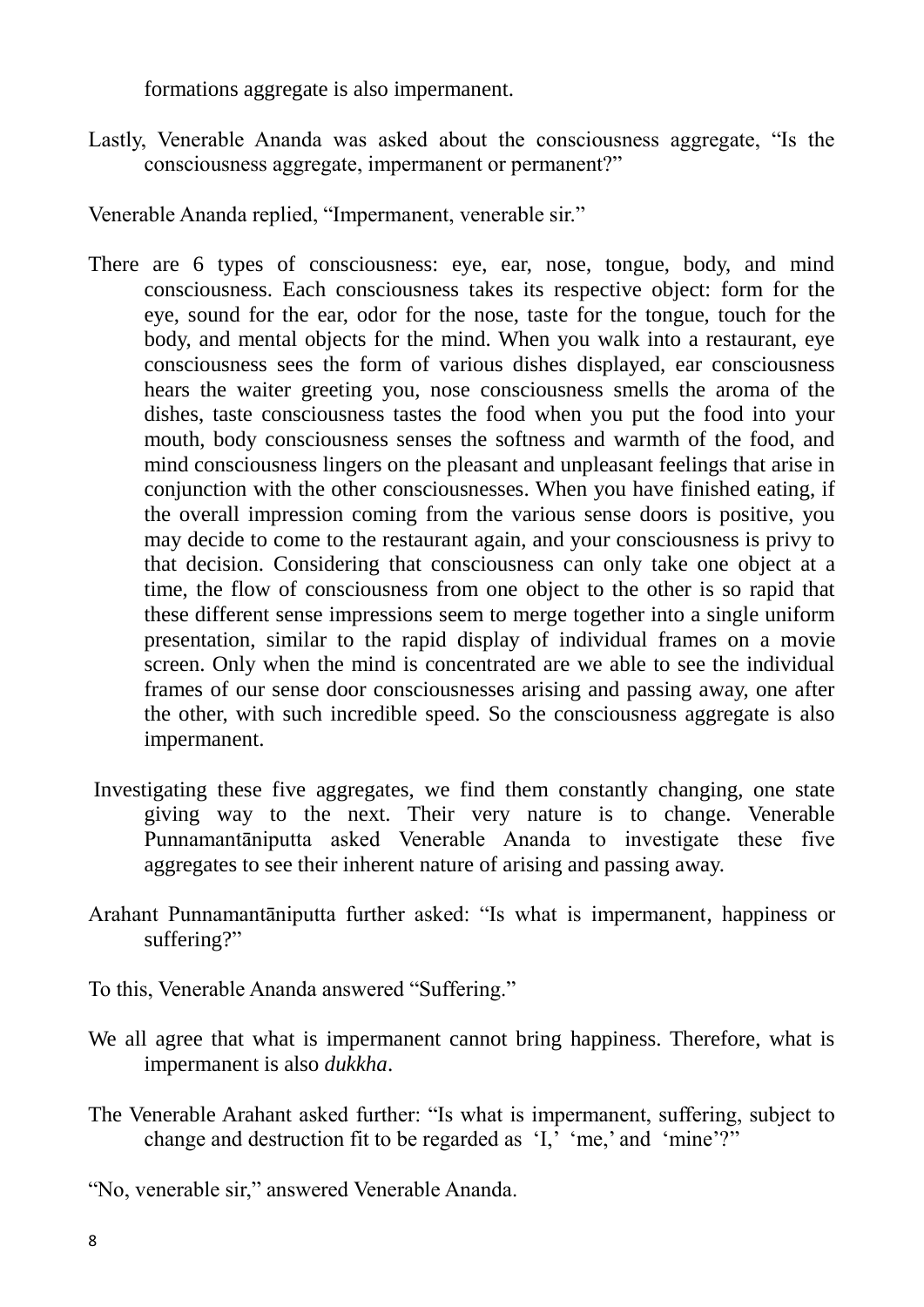formations aggregate is also impermanent.

Lastly, Venerable Ananda was asked about the consciousness aggregate, "Is the consciousness aggregate, impermanent or permanent?"

Venerable Ananda replied, "Impermanent, venerable sir."

There are 6 types of consciousness: eye, ear, nose, tongue, body, and mind consciousness. Each consciousness takes its respective object: form for the eye, sound for the ear, odor for the nose, taste for the tongue, touch for the body, and mental objects for the mind. When you walk into a restaurant, eye consciousness sees the form of various dishes displayed, ear consciousness hears the waiter greeting you, nose consciousness smells the aroma of the dishes, taste consciousness tastes the food when you put the food into your mouth, body consciousness senses the softness and warmth of the food, and mind consciousness lingers on the pleasant and unpleasant feelings that arise in conjunction with the other consciousnesses. When you have finished eating, if the overall impression coming from the various sense doors is positive, you may decide to come to the restaurant again, and your consciousness is privy to that decision. Considering that consciousness can only take one object at a time, the flow of consciousness from one object to the other is so rapid that these different sense impressions seem to merge together into a single uniform presentation, similar to the rapid display of individual frames on a movie screen. Only when the mind is concentrated are we able to see the individual frames of our sense door consciousnesses arising and passing away, one after the other, with such incredible speed. So the consciousness aggregate is also impermanent.

Investigating these five aggregates, we find them constantly changing, one state giving way to the next. Their very nature is to change. Venerable Punnamantāniputta asked Venerable Ananda to investigate these five aggregates to see their inherent nature of arising and passing away.

Arahant Punnamantāniputta further asked: "Is what is impermanent, happiness or suffering?"

To this, Venerable Ananda answered "Suffering."

We all agree that what is impermanent cannot bring happiness. Therefore, what is impermanent is also *dukkha*.

The Venerable Arahant asked further: "Is what is impermanent, suffering, subject to change and destruction fit to be regarded as 'I,' 'me,' and 'mine'?"

"No, venerable sir," answered Venerable Ananda.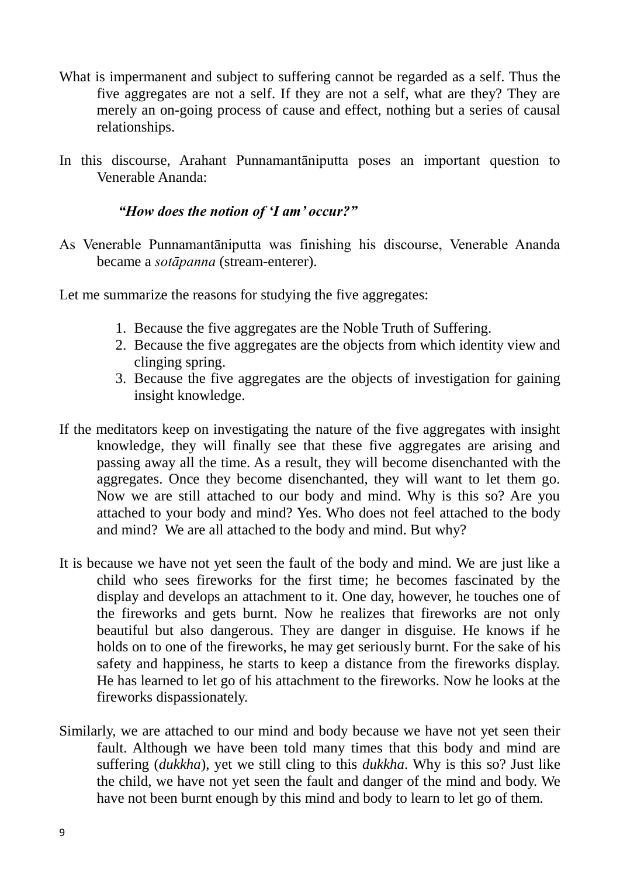What is impermanent and subject to suffering cannot be regarded as a self. Thus the five aggregates are not a self. If they are not a self, what are they? They are merely an on-going process of cause and effect, nothing but a series of causal relationships.

In this discourse, Arahant Punnamantāniputta poses an important question to Venerable Ananda:

> ***"How does the notion of 'I am' occur?"***

As Venerable Punnamantāniputta was finishing his discourse, Venerable Ananda became a *sotāpanna* (stream-enterer).

Let me summarize the reasons for studying the five aggregates:

1. Because the five aggregates are the Noble Truth of Suffering.
2. Because the five aggregates are the objects from which identity view and clinging spring.
3. Because the five aggregates are the objects of investigation for gaining insight knowledge.

If the meditators keep on investigating the nature of the five aggregates with insight knowledge, they will finally see that these five aggregates are arising and passing away all the time. As a result, they will become disenchanted with the aggregates. Once they become disenchanted, they will want to let them go. Now we are still attached to our body and mind. Why is this so? Are you attached to your body and mind? Yes. Who does not feel attached to the body and mind? We are all attached to the body and mind. But why?

It is because we have not yet seen the fault of the body and mind. We are just like a child who sees fireworks for the first time; he becomes fascinated by the display and develops an attachment to it. One day, however, he touches one of the fireworks and gets burnt. Now he realizes that fireworks are not only beautiful but also dangerous. They are danger in disguise. He knows if he holds on to one of the fireworks, he may get seriously burnt. For the sake of his safety and happiness, he starts to keep a distance from the fireworks display. He has learned to let go of his attachment to the fireworks. Now he looks at the fireworks dispassionately.

Similarly, we are attached to our mind and body because we have not yet seen their fault. Although we have been told many times that this body and mind are suffering (*dukkha*), yet we still cling to this *dukkha*. Why is this so? Just like the child, we have not yet seen the fault and danger of the mind and body. We have not been burnt enough by this mind and body to learn to let go of them.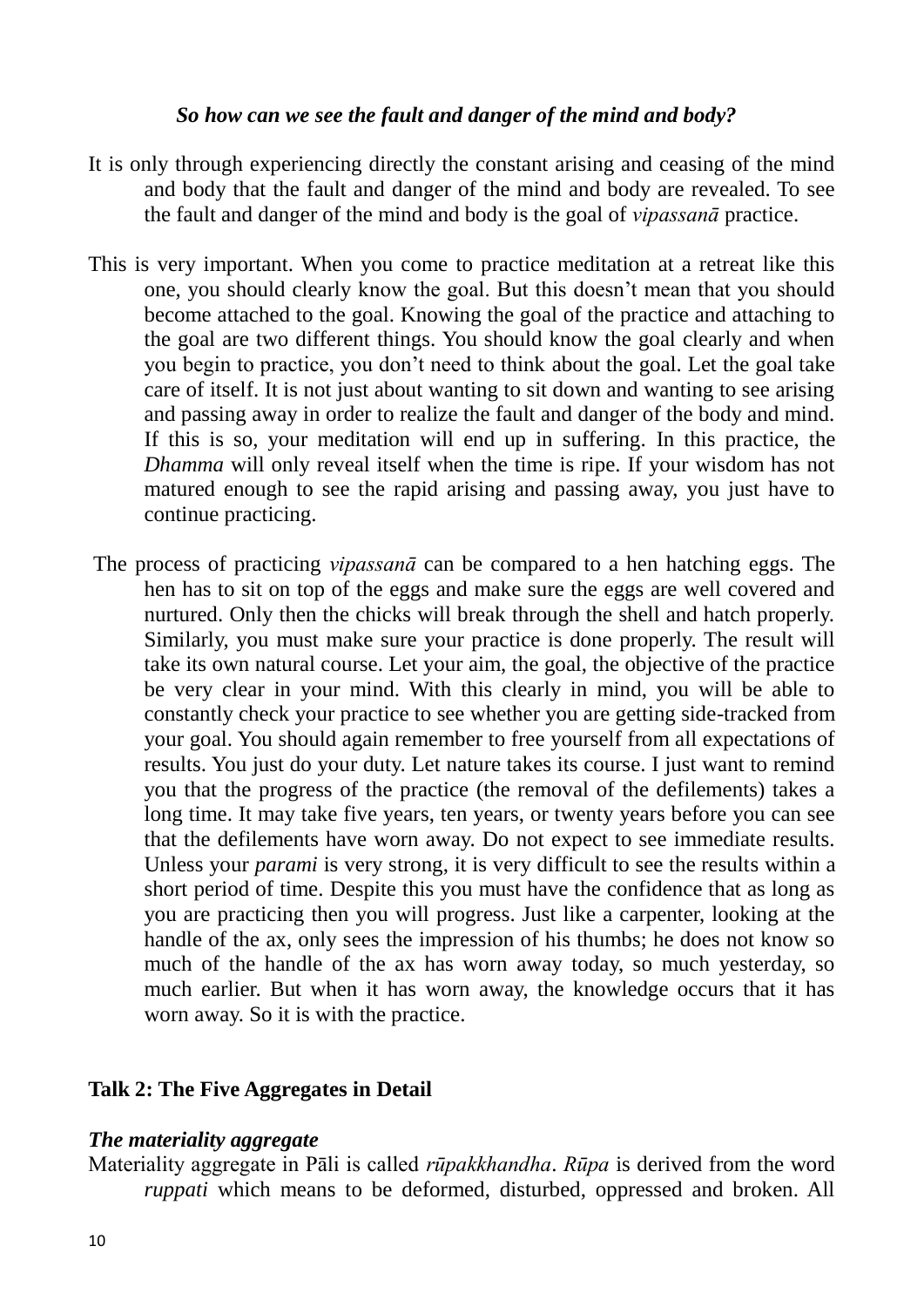***So how can we see the fault and danger of the mind and body?***

It is only through experiencing directly the constant arising and ceasing of the mind and body that the fault and danger of the mind and body are revealed. To see the fault and danger of the mind and body is the goal of *vipassanā* practice.

This is very important. When you come to practice meditation at a retreat like this one, you should clearly know the goal. But this doesn't mean that you should become attached to the goal. Knowing the goal of the practice and attaching to the goal are two different things. You should know the goal clearly and when you begin to practice, you don't need to think about the goal. Let the goal take care of itself. It is not just about wanting to sit down and wanting to see arising and passing away in order to realize the fault and danger of the body and mind. If this is so, your meditation will end up in suffering. In this practice, the *Dhamma* will only reveal itself when the time is ripe. If your wisdom has not matured enough to see the rapid arising and passing away, you just have to continue practicing.

The process of practicing *vipassanā* can be compared to a hen hatching eggs. The hen has to sit on top of the eggs and make sure the eggs are well covered and nurtured. Only then the chicks will break through the shell and hatch properly. Similarly, you must make sure your practice is done properly. The result will take its own natural course. Let your aim, the goal, the objective of the practice be very clear in your mind. With this clearly in mind, you will be able to constantly check your practice to see whether you are getting side-tracked from your goal. You should again remember to free yourself from all expectations of results. You just do your duty. Let nature takes its course. I just want to remind you that the progress of the practice (the removal of the defilements) takes a long time. It may take five years, ten years, or twenty years before you can see that the defilements have worn away. Do not expect to see immediate results. Unless your *parami* is very strong, it is very difficult to see the results within a short period of time. Despite this you must have the confidence that as long as you are practicing then you will progress. Just like a carpenter, looking at the handle of the ax, only sees the impression of his thumbs; he does not know so much of the handle of the ax has worn away today, so much yesterday, so much earlier. But when it has worn away, the knowledge occurs that it has worn away. So it is with the practice.

## Talk 2: The Five Aggregates in Detail

### *The materiality aggregate*

Materiality aggregate in Pāli is called *rūpakkhandha*. *Rūpa* is derived from the word *ruppati* which means to be deformed, disturbed, oppressed and broken. All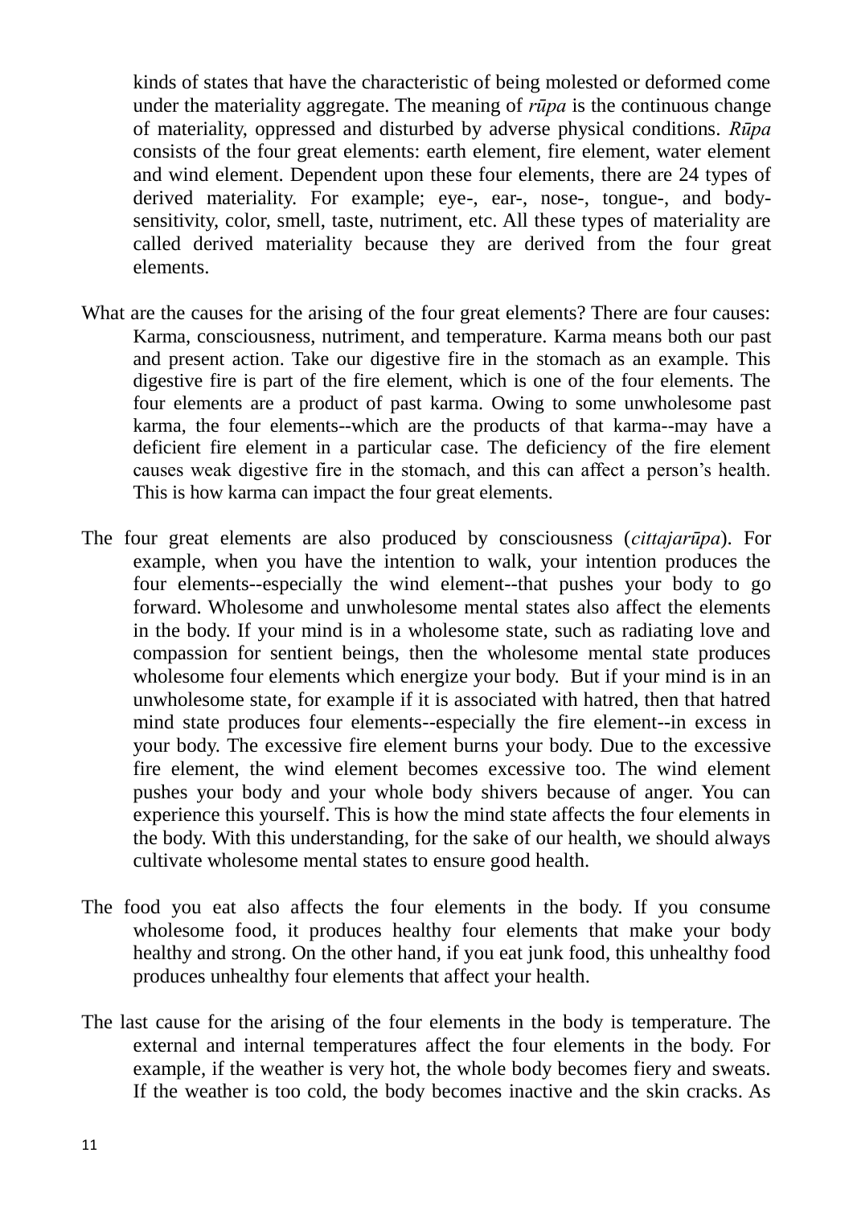kinds of states that have the characteristic of being molested or deformed come under the materiality aggregate. The meaning of *rūpa* is the continuous change of materiality, oppressed and disturbed by adverse physical conditions. *Rūpa* consists of the four great elements: earth element, fire element, water element and wind element. Dependent upon these four elements, there are 24 types of derived materiality. For example; eye-, ear-, nose-, tongue-, and body-sensitivity, color, smell, taste, nutriment, etc. All these types of materiality are called derived materiality because they are derived from the four great elements.

What are the causes for the arising of the four great elements? There are four causes: Karma, consciousness, nutriment, and temperature. Karma means both our past and present action. Take our digestive fire in the stomach as an example. This digestive fire is part of the fire element, which is one of the four elements. The four elements are a product of past karma. Owing to some unwholesome past karma, the four elements--which are the products of that karma--may have a deficient fire element in a particular case. The deficiency of the fire element causes weak digestive fire in the stomach, and this can affect a person's health. This is how karma can impact the four great elements.

The four great elements are also produced by consciousness (*cittajarūpa*). For example, when you have the intention to walk, your intention produces the four elements--especially the wind element--that pushes your body to go forward. Wholesome and unwholesome mental states also affect the elements in the body. If your mind is in a wholesome state, such as radiating love and compassion for sentient beings, then the wholesome mental state produces wholesome four elements which energize your body. But if your mind is in an unwholesome state, for example if it is associated with hatred, then that hatred mind state produces four elements--especially the fire element--in excess in your body. The excessive fire element burns your body. Due to the excessive fire element, the wind element becomes excessive too. The wind element pushes your body and your whole body shivers because of anger. You can experience this yourself. This is how the mind state affects the four elements in the body. With this understanding, for the sake of our health, we should always cultivate wholesome mental states to ensure good health.

The food you eat also affects the four elements in the body. If you consume wholesome food, it produces healthy four elements that make your body healthy and strong. On the other hand, if you eat junk food, this unhealthy food produces unhealthy four elements that affect your health.

The last cause for the arising of the four elements in the body is temperature. The external and internal temperatures affect the four elements in the body. For example, if the weather is very hot, the whole body becomes fiery and sweats. If the weather is too cold, the body becomes inactive and the skin cracks. As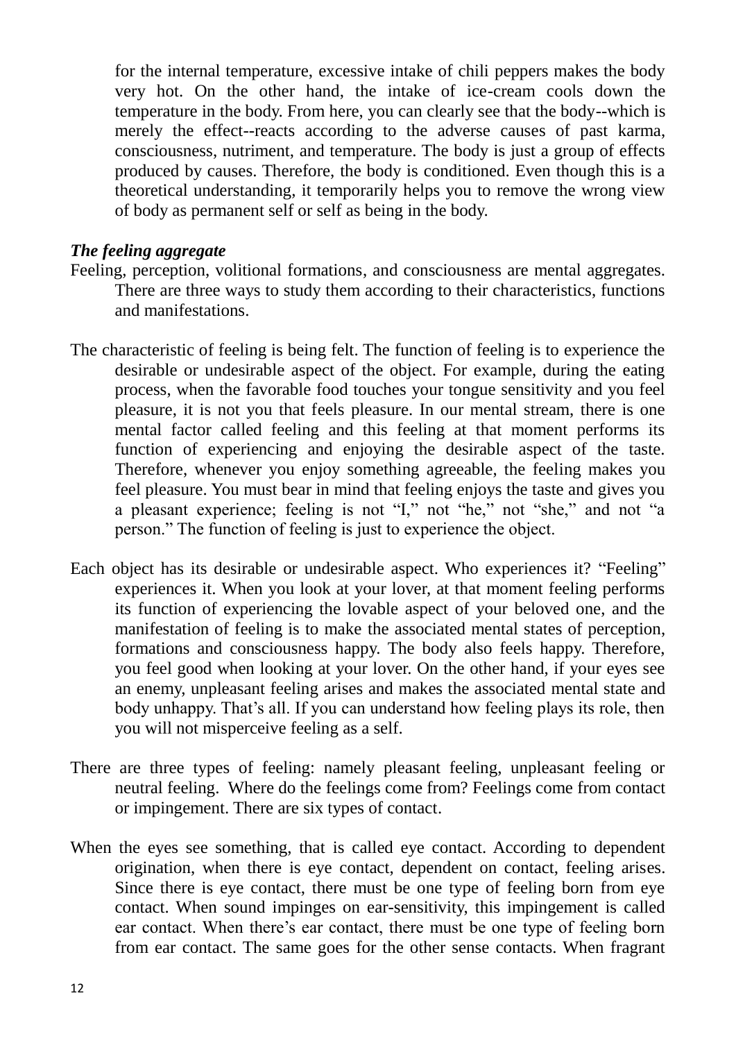for the internal temperature, excessive intake of chili peppers makes the body very hot. On the other hand, the intake of ice-cream cools down the temperature in the body. From here, you can clearly see that the body--which is merely the effect--reacts according to the adverse causes of past karma, consciousness, nutriment, and temperature. The body is just a group of effects produced by causes. Therefore, the body is conditioned. Even though this is a theoretical understanding, it temporarily helps you to remove the wrong view of body as permanent self or self as being in the body.

***The feeling aggregate***

Feeling, perception, volitional formations, and consciousness are mental aggregates. There are three ways to study them according to their characteristics, functions and manifestations.

The characteristic of feeling is being felt. The function of feeling is to experience the desirable or undesirable aspect of the object. For example, during the eating process, when the favorable food touches your tongue sensitivity and you feel pleasure, it is not you that feels pleasure. In our mental stream, there is one mental factor called feeling and this feeling at that moment performs its function of experiencing and enjoying the desirable aspect of the taste. Therefore, whenever you enjoy something agreeable, the feeling makes you feel pleasure. You must bear in mind that feeling enjoys the taste and gives you a pleasant experience; feeling is not "I," not "he," not "she," and not "a person." The function of feeling is just to experience the object.

Each object has its desirable or undesirable aspect. Who experiences it? "Feeling" experiences it. When you look at your lover, at that moment feeling performs its function of experiencing the lovable aspect of your beloved one, and the manifestation of feeling is to make the associated mental states of perception, formations and consciousness happy. The body also feels happy. Therefore, you feel good when looking at your lover. On the other hand, if your eyes see an enemy, unpleasant feeling arises and makes the associated mental state and body unhappy. That's all. If you can understand how feeling plays its role, then you will not misperceive feeling as a self.

There are three types of feeling: namely pleasant feeling, unpleasant feeling or neutral feeling. Where do the feelings come from? Feelings come from contact or impingement. There are six types of contact.

When the eyes see something, that is called eye contact. According to dependent origination, when there is eye contact, dependent on contact, feeling arises. Since there is eye contact, there must be one type of feeling born from eye contact. When sound impinges on ear-sensitivity, this impingement is called ear contact. When there's ear contact, there must be one type of feeling born from ear contact. The same goes for the other sense contacts. When fragrant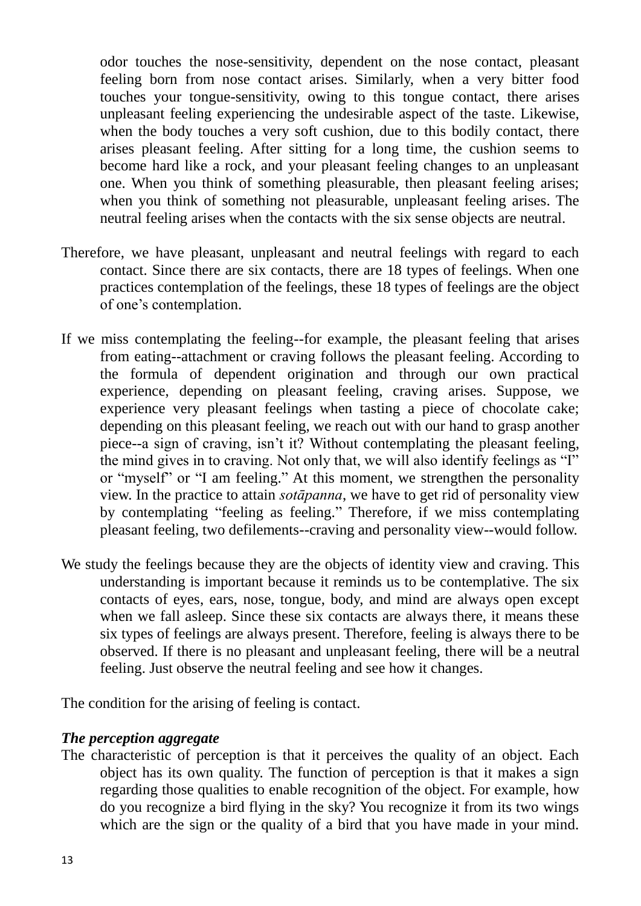odor touches the nose-sensitivity, dependent on the nose contact, pleasant feeling born from nose contact arises. Similarly, when a very bitter food touches your tongue-sensitivity, owing to this tongue contact, there arises unpleasant feeling experiencing the undesirable aspect of the taste. Likewise, when the body touches a very soft cushion, due to this bodily contact, there arises pleasant feeling. After sitting for a long time, the cushion seems to become hard like a rock, and your pleasant feeling changes to an unpleasant one. When you think of something pleasurable, then pleasant feeling arises; when you think of something not pleasurable, unpleasant feeling arises. The neutral feeling arises when the contacts with the six sense objects are neutral.

Therefore, we have pleasant, unpleasant and neutral feelings with regard to each contact. Since there are six contacts, there are 18 types of feelings. When one practices contemplation of the feelings, these 18 types of feelings are the object of one's contemplation.

If we miss contemplating the feeling--for example, the pleasant feeling that arises from eating--attachment or craving follows the pleasant feeling. According to the formula of dependent origination and through our own practical experience, depending on pleasant feeling, craving arises. Suppose, we experience very pleasant feelings when tasting a piece of chocolate cake; depending on this pleasant feeling, we reach out with our hand to grasp another piece--a sign of craving, isn't it? Without contemplating the pleasant feeling, the mind gives in to craving. Not only that, we will also identify feelings as "I" or "myself" or "I am feeling." At this moment, we strengthen the personality view. In the practice to attain *sotāpanna*, we have to get rid of personality view by contemplating "feeling as feeling." Therefore, if we miss contemplating pleasant feeling, two defilements--craving and personality view--would follow.

We study the feelings because they are the objects of identity view and craving. This understanding is important because it reminds us to be contemplative. The six contacts of eyes, ears, nose, tongue, body, and mind are always open except when we fall asleep. Since these six contacts are always there, it means these six types of feelings are always present. Therefore, feeling is always there to be observed. If there is no pleasant and unpleasant feeling, there will be a neutral feeling. Just observe the neutral feeling and see how it changes.

The condition for the arising of feeling is contact.

***The perception aggregate***

The characteristic of perception is that it perceives the quality of an object. Each object has its own quality. The function of perception is that it makes a sign regarding those qualities to enable recognition of the object. For example, how do you recognize a bird flying in the sky? You recognize it from its two wings which are the sign or the quality of a bird that you have made in your mind.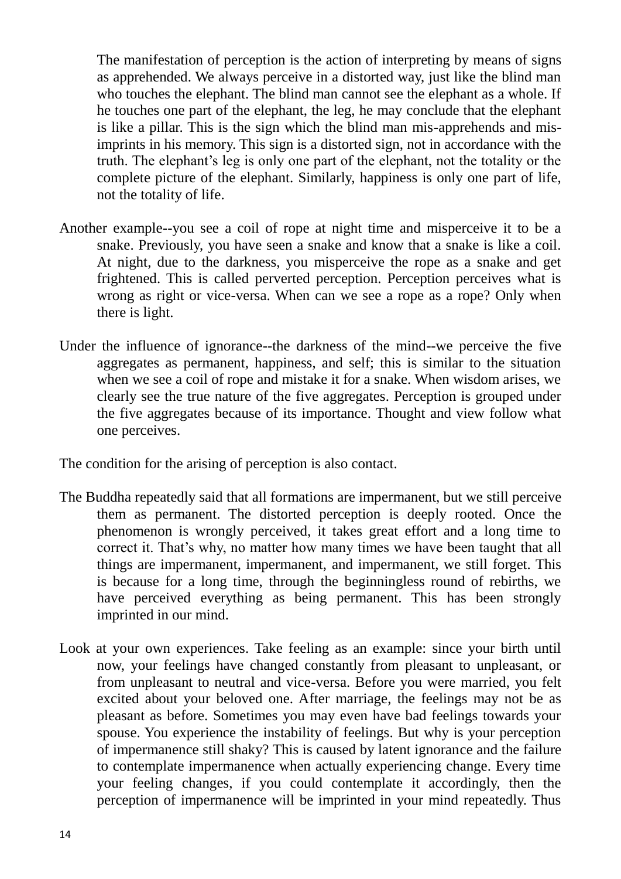The manifestation of perception is the action of interpreting by means of signs as apprehended. We always perceive in a distorted way, just like the blind man who touches the elephant. The blind man cannot see the elephant as a whole. If he touches one part of the elephant, the leg, he may conclude that the elephant is like a pillar. This is the sign which the blind man mis-apprehends and mis-imprints in his memory. This sign is a distorted sign, not in accordance with the truth. The elephant's leg is only one part of the elephant, not the totality or the complete picture of the elephant. Similarly, happiness is only one part of life, not the totality of life.

Another example--you see a coil of rope at night time and misperceive it to be a snake. Previously, you have seen a snake and know that a snake is like a coil. At night, due to the darkness, you misperceive the rope as a snake and get frightened. This is called perverted perception. Perception perceives what is wrong as right or vice-versa. When can we see a rope as a rope? Only when there is light.

Under the influence of ignorance--the darkness of the mind--we perceive the five aggregates as permanent, happiness, and self; this is similar to the situation when we see a coil of rope and mistake it for a snake. When wisdom arises, we clearly see the true nature of the five aggregates. Perception is grouped under the five aggregates because of its importance. Thought and view follow what one perceives.

The condition for the arising of perception is also contact.

The Buddha repeatedly said that all formations are impermanent, but we still perceive them as permanent. The distorted perception is deeply rooted. Once the phenomenon is wrongly perceived, it takes great effort and a long time to correct it. That's why, no matter how many times we have been taught that all things are impermanent, impermanent, and impermanent, we still forget. This is because for a long time, through the beginningless round of rebirths, we have perceived everything as being permanent. This has been strongly imprinted in our mind.

Look at your own experiences. Take feeling as an example: since your birth until now, your feelings have changed constantly from pleasant to unpleasant, or from unpleasant to neutral and vice-versa. Before you were married, you felt excited about your beloved one. After marriage, the feelings may not be as pleasant as before. Sometimes you may even have bad feelings towards your spouse. You experience the instability of feelings. But why is your perception of impermanence still shaky? This is caused by latent ignorance and the failure to contemplate impermanence when actually experiencing change. Every time your feeling changes, if you could contemplate it accordingly, then the perception of impermanence will be imprinted in your mind repeatedly. Thus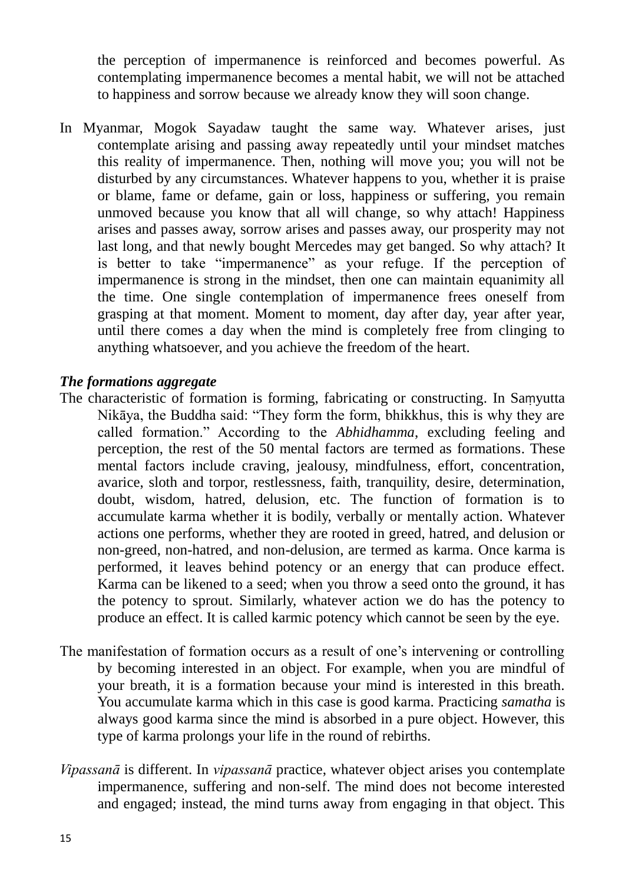the perception of impermanence is reinforced and becomes powerful. As contemplating impermanence becomes a mental habit, we will not be attached to happiness and sorrow because we already know they will soon change.

In Myanmar, Mogok Sayadaw taught the same way. Whatever arises, just contemplate arising and passing away repeatedly until your mindset matches this reality of impermanence. Then, nothing will move you; you will not be disturbed by any circumstances. Whatever happens to you, whether it is praise or blame, fame or defame, gain or loss, happiness or suffering, you remain unmoved because you know that all will change, so why attach! Happiness arises and passes away, sorrow arises and passes away, our prosperity may not last long, and that newly bought Mercedes may get banged. So why attach? It is better to take "impermanence" as your refuge. If the perception of impermanence is strong in the mindset, then one can maintain equanimity all the time. One single contemplation of impermanence frees oneself from grasping at that moment. Moment to moment, day after day, year after year, until there comes a day when the mind is completely free from clinging to anything whatsoever, and you achieve the freedom of the heart.

***The formations aggregate***

The characteristic of formation is forming, fabricating or constructing. In Saṃyutta Nikāya, the Buddha said: "They form the form, bhikkhus, this is why they are called formation." According to the *Abhidhamma*, excluding feeling and perception, the rest of the 50 mental factors are termed as formations. These mental factors include craving, jealousy, mindfulness, effort, concentration, avarice, sloth and torpor, restlessness, faith, tranquility, desire, determination, doubt, wisdom, hatred, delusion, etc. The function of formation is to accumulate karma whether it is bodily, verbally or mentally action. Whatever actions one performs, whether they are rooted in greed, hatred, and delusion or non-greed, non-hatred, and non-delusion, are termed as karma. Once karma is performed, it leaves behind potency or an energy that can produce effect. Karma can be likened to a seed; when you throw a seed onto the ground, it has the potency to sprout. Similarly, whatever action we do has the potency to produce an effect. It is called karmic potency which cannot be seen by the eye.

The manifestation of formation occurs as a result of one's intervening or controlling by becoming interested in an object. For example, when you are mindful of your breath, it is a formation because your mind is interested in this breath. You accumulate karma which in this case is good karma. Practicing *samatha* is always good karma since the mind is absorbed in a pure object. However, this type of karma prolongs your life in the round of rebirths.

*Vipassanā* is different. In *vipassanā* practice, whatever object arises you contemplate impermanence, suffering and non-self. The mind does not become interested and engaged; instead, the mind turns away from engaging in that object. This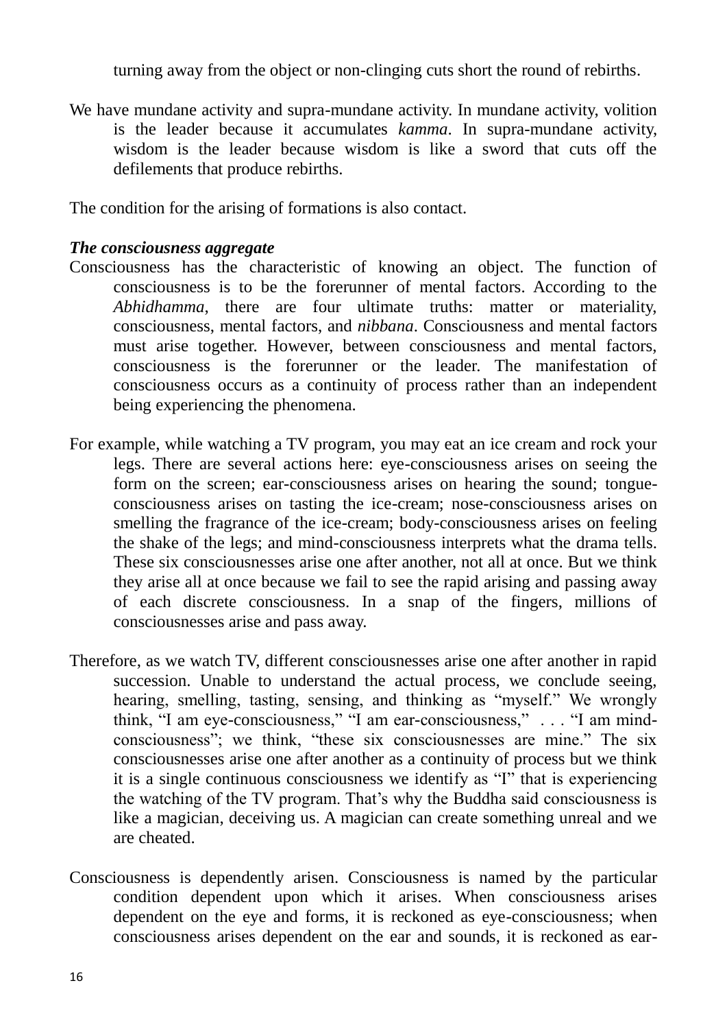turning away from the object or non-clinging cuts short the round of rebirths.

We have mundane activity and supra-mundane activity. In mundane activity, volition is the leader because it accumulates *kamma*. In supra-mundane activity, wisdom is the leader because wisdom is like a sword that cuts off the defilements that produce rebirths.

The condition for the arising of formations is also contact.

***The consciousness aggregate***

Consciousness has the characteristic of knowing an object. The function of consciousness is to be the forerunner of mental factors. According to the *Abhidhamma*, there are four ultimate truths: matter or materiality, consciousness, mental factors, and *nibbana*. Consciousness and mental factors must arise together. However, between consciousness and mental factors, consciousness is the forerunner or the leader. The manifestation of consciousness occurs as a continuity of process rather than an independent being experiencing the phenomena.

For example, while watching a TV program, you may eat an ice cream and rock your legs. There are several actions here: eye-consciousness arises on seeing the form on the screen; ear-consciousness arises on hearing the sound; tongue-consciousness arises on tasting the ice-cream; nose-consciousness arises on smelling the fragrance of the ice-cream; body-consciousness arises on feeling the shake of the legs; and mind-consciousness interprets what the drama tells. These six consciousnesses arise one after another, not all at once. But we think they arise all at once because we fail to see the rapid arising and passing away of each discrete consciousness. In a snap of the fingers, millions of consciousnesses arise and pass away.

Therefore, as we watch TV, different consciousnesses arise one after another in rapid succession. Unable to understand the actual process, we conclude seeing, hearing, smelling, tasting, sensing, and thinking as "myself." We wrongly think, "I am eye-consciousness," "I am ear-consciousness," . . . "I am mind-consciousness"; we think, "these six consciousnesses are mine." The six consciousnesses arise one after another as a continuity of process but we think it is a single continuous consciousness we identify as "I" that is experiencing the watching of the TV program. That's why the Buddha said consciousness is like a magician, deceiving us. A magician can create something unreal and we are cheated.

Consciousness is dependently arisen. Consciousness is named by the particular condition dependent upon which it arises. When consciousness arises dependent on the eye and forms, it is reckoned as eye-consciousness; when consciousness arises dependent on the ear and sounds, it is reckoned as ear-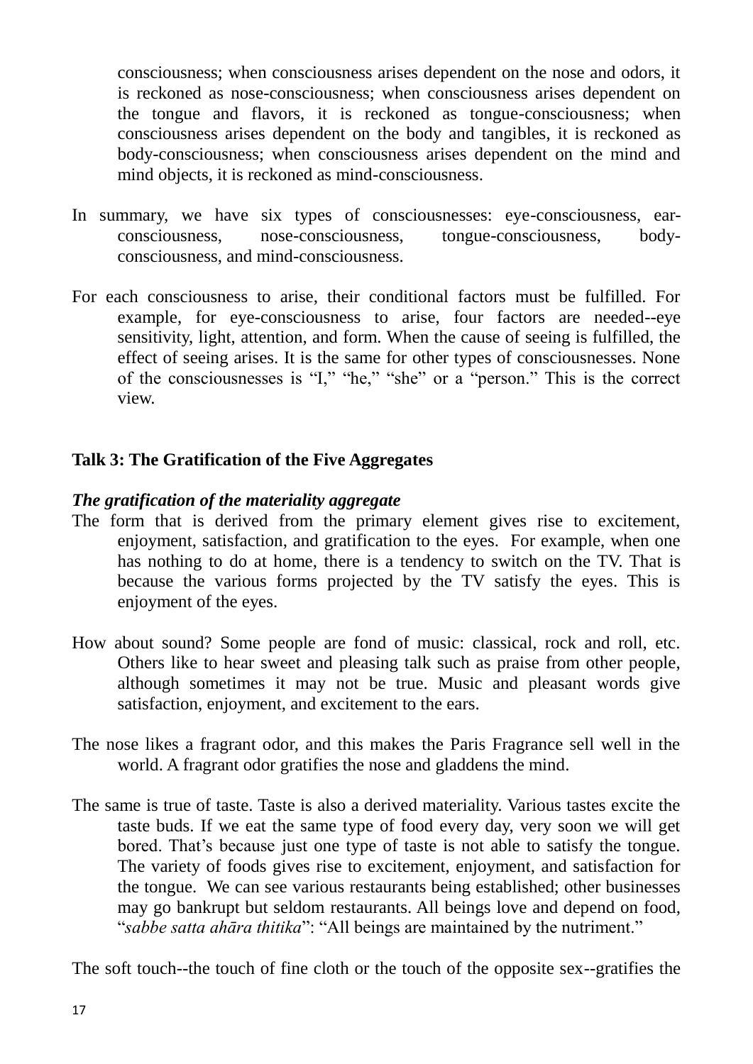consciousness; when consciousness arises dependent on the nose and odors, it is reckoned as nose-consciousness; when consciousness arises dependent on the tongue and flavors, it is reckoned as tongue-consciousness; when consciousness arises dependent on the body and tangibles, it is reckoned as body-consciousness; when consciousness arises dependent on the mind and mind objects, it is reckoned as mind-consciousness.

In summary, we have six types of consciousnesses: eye-consciousness, ear-consciousness, nose-consciousness, tongue-consciousness, body-consciousness, and mind-consciousness.

For each consciousness to arise, their conditional factors must be fulfilled. For example, for eye-consciousness to arise, four factors are needed--eye sensitivity, light, attention, and form. When the cause of seeing is fulfilled, the effect of seeing arises. It is the same for other types of consciousnesses. None of the consciousnesses is "I," "he," "she" or a "person." This is the correct view.

## Talk 3: The Gratification of the Five Aggregates

### *The gratification of the materiality aggregate*

The form that is derived from the primary element gives rise to excitement, enjoyment, satisfaction, and gratification to the eyes. For example, when one has nothing to do at home, there is a tendency to switch on the TV. That is because the various forms projected by the TV satisfy the eyes. This is enjoyment of the eyes.

How about sound? Some people are fond of music: classical, rock and roll, etc. Others like to hear sweet and pleasing talk such as praise from other people, although sometimes it may not be true. Music and pleasant words give satisfaction, enjoyment, and excitement to the ears.

The nose likes a fragrant odor, and this makes the Paris Fragrance sell well in the world. A fragrant odor gratifies the nose and gladdens the mind.

The same is true of taste. Taste is also a derived materiality. Various tastes excite the taste buds. If we eat the same type of food every day, very soon we will get bored. That's because just one type of taste is not able to satisfy the tongue. The variety of foods gives rise to excitement, enjoyment, and satisfaction for the tongue. We can see various restaurants being established; other businesses may go bankrupt but seldom restaurants. All beings love and depend on food, "*sabbe satta ahāra thitika*": "All beings are maintained by the nutriment."

The soft touch--the touch of fine cloth or the touch of the opposite sex--gratifies the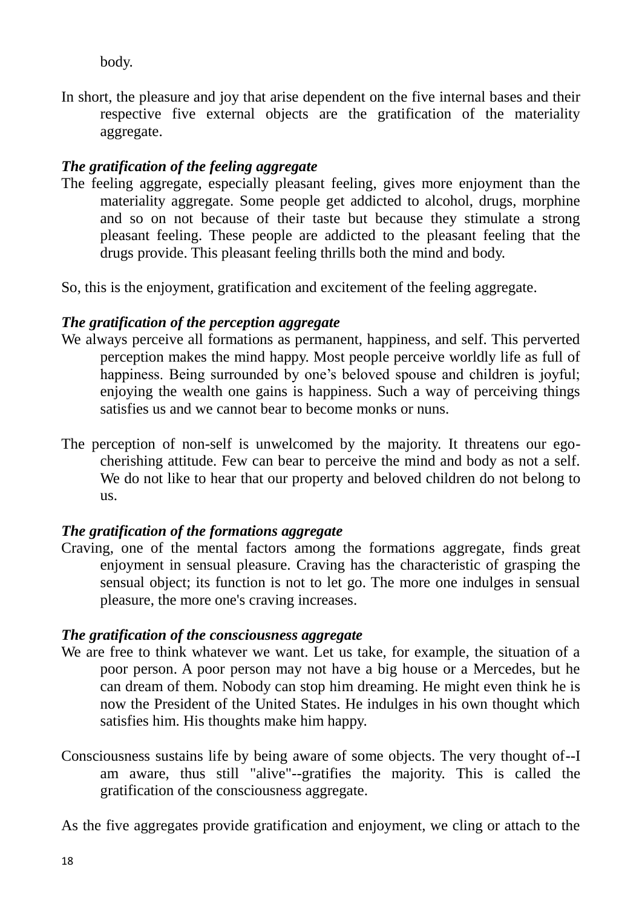body.

In short, the pleasure and joy that arise dependent on the five internal bases and their respective five external objects are the gratification of the materiality aggregate.

***The gratification of the feeling aggregate***

The feeling aggregate, especially pleasant feeling, gives more enjoyment than the materiality aggregate. Some people get addicted to alcohol, drugs, morphine and so on not because of their taste but because they stimulate a strong pleasant feeling. These people are addicted to the pleasant feeling that the drugs provide. This pleasant feeling thrills both the mind and body.

So, this is the enjoyment, gratification and excitement of the feeling aggregate.

***The gratification of the perception aggregate***

We always perceive all formations as permanent, happiness, and self. This perverted perception makes the mind happy. Most people perceive worldly life as full of happiness. Being surrounded by one's beloved spouse and children is joyful; enjoying the wealth one gains is happiness. Such a way of perceiving things satisfies us and we cannot bear to become monks or nuns.

The perception of non-self is unwelcomed by the majority. It threatens our ego-cherishing attitude. Few can bear to perceive the mind and body as not a self. We do not like to hear that our property and beloved children do not belong to us.

***The gratification of the formations aggregate***

Craving, one of the mental factors among the formations aggregate, finds great enjoyment in sensual pleasure. Craving has the characteristic of grasping the sensual object; its function is not to let go. The more one indulges in sensual pleasure, the more one's craving increases.

***The gratification of the consciousness aggregate***

We are free to think whatever we want. Let us take, for example, the situation of a poor person. A poor person may not have a big house or a Mercedes, but he can dream of them. Nobody can stop him dreaming. He might even think he is now the President of the United States. He indulges in his own thought which satisfies him. His thoughts make him happy.

Consciousness sustains life by being aware of some objects. The very thought of--I am aware, thus still "alive"--gratifies the majority. This is called the gratification of the consciousness aggregate.

As the five aggregates provide gratification and enjoyment, we cling or attach to the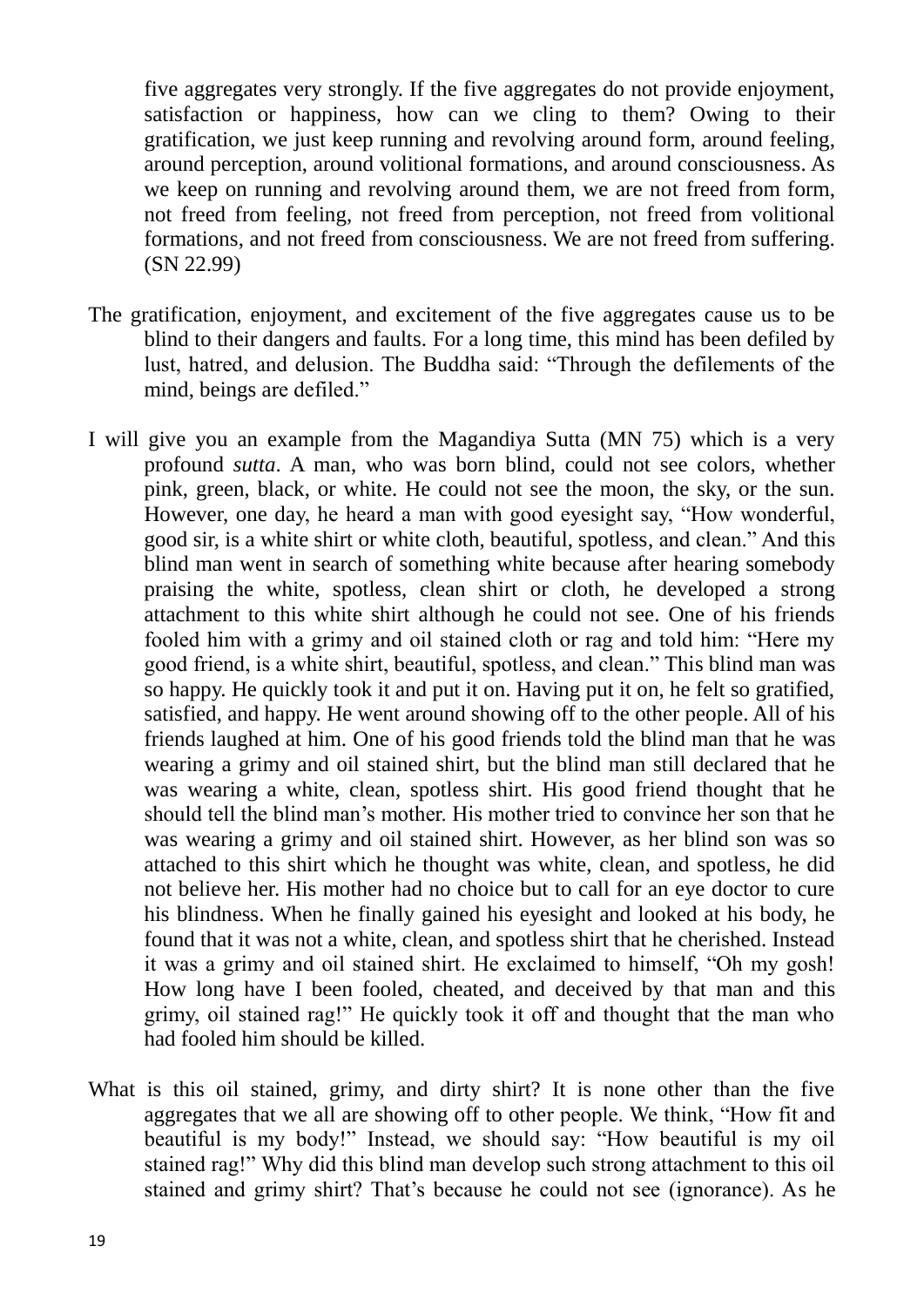five aggregates very strongly. If the five aggregates do not provide enjoyment, satisfaction or happiness, how can we cling to them? Owing to their gratification, we just keep running and revolving around form, around feeling, around perception, around volitional formations, and around consciousness. As we keep on running and revolving around them, we are not freed from form, not freed from feeling, not freed from perception, not freed from volitional formations, and not freed from consciousness. We are not freed from suffering. (SN 22.99)

The gratification, enjoyment, and excitement of the five aggregates cause us to be blind to their dangers and faults. For a long time, this mind has been defiled by lust, hatred, and delusion. The Buddha said: "Through the defilements of the mind, beings are defiled."

I will give you an example from the Magandiya Sutta (MN 75) which is a very profound *sutta*. A man, who was born blind, could not see colors, whether pink, green, black, or white. He could not see the moon, the sky, or the sun. However, one day, he heard a man with good eyesight say, "How wonderful, good sir, is a white shirt or white cloth, beautiful, spotless, and clean." And this blind man went in search of something white because after hearing somebody praising the white, spotless, clean shirt or cloth, he developed a strong attachment to this white shirt although he could not see. One of his friends fooled him with a grimy and oil stained cloth or rag and told him: "Here my good friend, is a white shirt, beautiful, spotless, and clean." This blind man was so happy. He quickly took it and put it on. Having put it on, he felt so gratified, satisfied, and happy. He went around showing off to the other people. All of his friends laughed at him. One of his good friends told the blind man that he was wearing a grimy and oil stained shirt, but the blind man still declared that he was wearing a white, clean, spotless shirt. His good friend thought that he should tell the blind man's mother. His mother tried to convince her son that he was wearing a grimy and oil stained shirt. However, as her blind son was so attached to this shirt which he thought was white, clean, and spotless, he did not believe her. His mother had no choice but to call for an eye doctor to cure his blindness. When he finally gained his eyesight and looked at his body, he found that it was not a white, clean, and spotless shirt that he cherished. Instead it was a grimy and oil stained shirt. He exclaimed to himself, "Oh my gosh! How long have I been fooled, cheated, and deceived by that man and this grimy, oil stained rag!" He quickly took it off and thought that the man who had fooled him should be killed.

What is this oil stained, grimy, and dirty shirt? It is none other than the five aggregates that we all are showing off to other people. We think, "How fit and beautiful is my body!" Instead, we should say: "How beautiful is my oil stained rag!" Why did this blind man develop such strong attachment to this oil stained and grimy shirt? That's because he could not see (ignorance). As he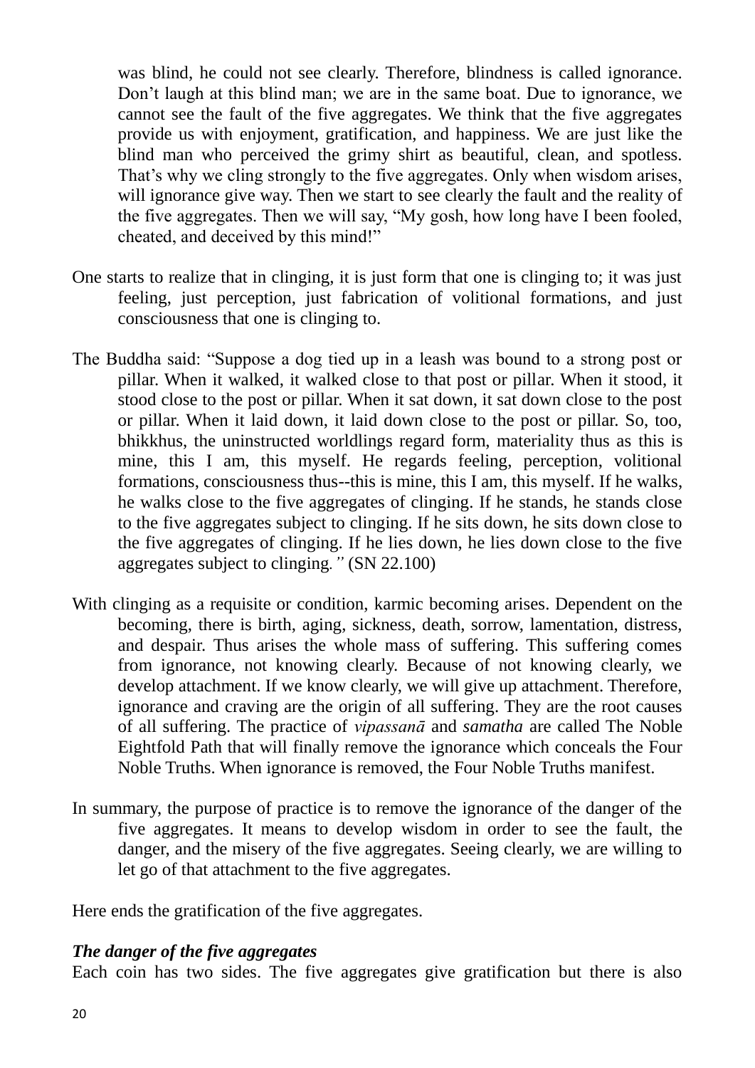was blind, he could not see clearly. Therefore, blindness is called ignorance. Don't laugh at this blind man; we are in the same boat. Due to ignorance, we cannot see the fault of the five aggregates. We think that the five aggregates provide us with enjoyment, gratification, and happiness. We are just like the blind man who perceived the grimy shirt as beautiful, clean, and spotless. That's why we cling strongly to the five aggregates. Only when wisdom arises, will ignorance give way. Then we start to see clearly the fault and the reality of the five aggregates. Then we will say, "My gosh, how long have I been fooled, cheated, and deceived by this mind!"

One starts to realize that in clinging, it is just form that one is clinging to; it was just feeling, just perception, just fabrication of volitional formations, and just consciousness that one is clinging to.

The Buddha said: "Suppose a dog tied up in a leash was bound to a strong post or pillar. When it walked, it walked close to that post or pillar. When it stood, it stood close to the post or pillar. When it sat down, it sat down close to the post or pillar. When it laid down, it laid down close to the post or pillar. So, too, bhikkhus, the uninstructed worldlings regard form, materiality thus as this is mine, this I am, this myself. He regards feeling, perception, volitional formations, consciousness thus--this is mine, this I am, this myself. If he walks, he walks close to the five aggregates of clinging. If he stands, he stands close to the five aggregates subject to clinging. If he sits down, he sits down close to the five aggregates of clinging. If he lies down, he lies down close to the five aggregates subject to clinging." (SN 22.100)

With clinging as a requisite or condition, karmic becoming arises. Dependent on the becoming, there is birth, aging, sickness, death, sorrow, lamentation, distress, and despair. Thus arises the whole mass of suffering. This suffering comes from ignorance, not knowing clearly. Because of not knowing clearly, we develop attachment. If we know clearly, we will give up attachment. Therefore, ignorance and craving are the origin of all suffering. They are the root causes of all suffering. The practice of *vipassanā* and *samatha* are called The Noble Eightfold Path that will finally remove the ignorance which conceals the Four Noble Truths. When ignorance is removed, the Four Noble Truths manifest.

In summary, the purpose of practice is to remove the ignorance of the danger of the five aggregates. It means to develop wisdom in order to see the fault, the danger, and the misery of the five aggregates. Seeing clearly, we are willing to let go of that attachment to the five aggregates.

Here ends the gratification of the five aggregates.

***The danger of the five aggregates***

Each coin has two sides. The five aggregates give gratification but there is also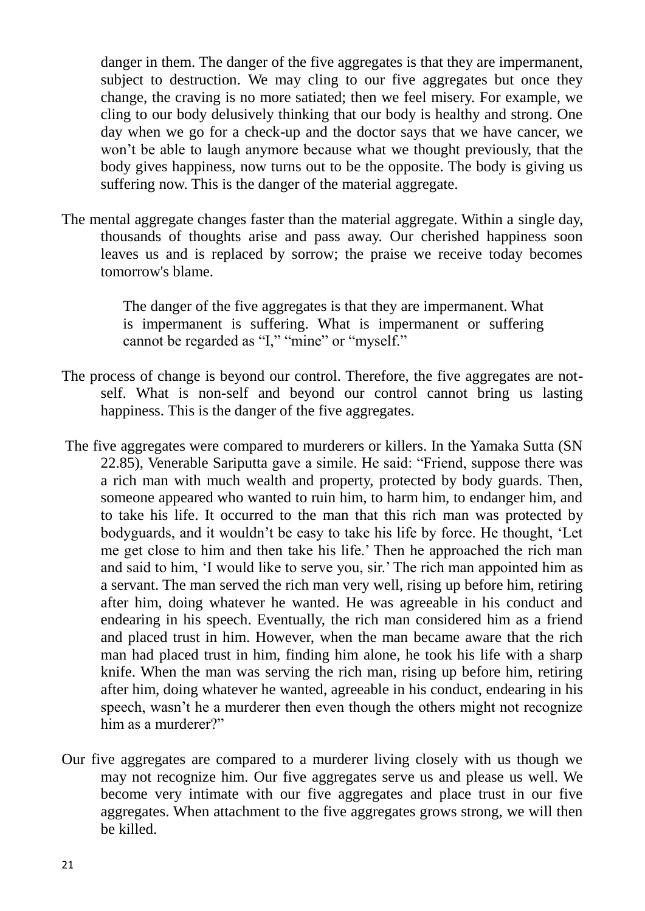danger in them. The danger of the five aggregates is that they are impermanent, subject to destruction. We may cling to our five aggregates but once they change, the craving is no more satiated; then we feel misery. For example, we cling to our body delusively thinking that our body is healthy and strong. One day when we go for a check-up and the doctor says that we have cancer, we won't be able to laugh anymore because what we thought previously, that the body gives happiness, now turns out to be the opposite. The body is giving us suffering now. This is the danger of the material aggregate.

The mental aggregate changes faster than the material aggregate. Within a single day, thousands of thoughts arise and pass away. Our cherished happiness soon leaves us and is replaced by sorrow; the praise we receive today becomes tomorrow's blame.

> The danger of the five aggregates is that they are impermanent. What is impermanent is suffering. What is impermanent or suffering cannot be regarded as "I," "mine" or "myself."

The process of change is beyond our control. Therefore, the five aggregates are not-self. What is non-self and beyond our control cannot bring us lasting happiness. This is the danger of the five aggregates.

The five aggregates were compared to murderers or killers. In the Yamaka Sutta (SN 22.85), Venerable Sariputta gave a simile. He said: "Friend, suppose there was a rich man with much wealth and property, protected by body guards. Then, someone appeared who wanted to ruin him, to harm him, to endanger him, and to take his life. It occurred to the man that this rich man was protected by bodyguards, and it wouldn't be easy to take his life by force. He thought, 'Let me get close to him and then take his life.' Then he approached the rich man and said to him, 'I would like to serve you, sir.' The rich man appointed him as a servant. The man served the rich man very well, rising up before him, retiring after him, doing whatever he wanted. He was agreeable in his conduct and endearing in his speech. Eventually, the rich man considered him as a friend and placed trust in him. However, when the man became aware that the rich man had placed trust in him, finding him alone, he took his life with a sharp knife. When the man was serving the rich man, rising up before him, retiring after him, doing whatever he wanted, agreeable in his conduct, endearing in his speech, wasn't he a murderer then even though the others might not recognize him as a murderer?"

Our five aggregates are compared to a murderer living closely with us though we may not recognize him. Our five aggregates serve us and please us well. We become very intimate with our five aggregates and place trust in our five aggregates. When attachment to the five aggregates grows strong, we will then be killed.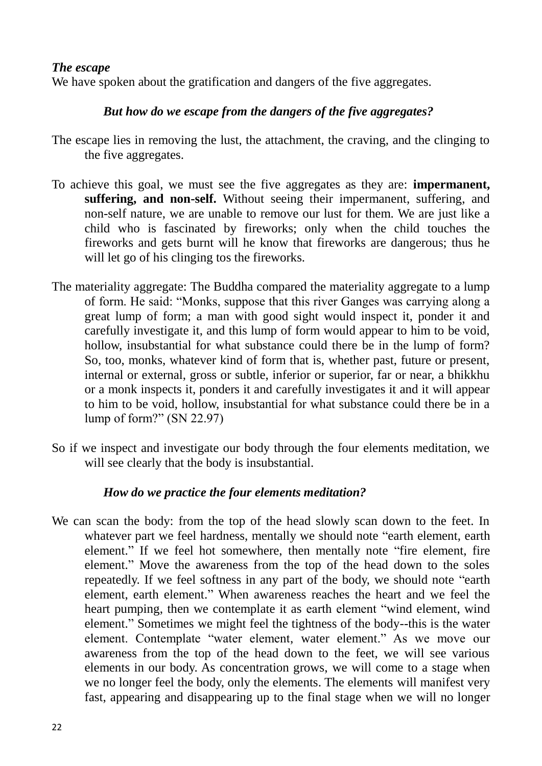***The escape***

We have spoken about the gratification and dangers of the five aggregates.

***But how do we escape from the dangers of the five aggregates?***

The escape lies in removing the lust, the attachment, the craving, and the clinging to the five aggregates.

To achieve this goal, we must see the five aggregates as they are: **impermanent, suffering, and non-self.** Without seeing their impermanent, suffering, and non-self nature, we are unable to remove our lust for them. We are just like a child who is fascinated by fireworks; only when the child touches the fireworks and gets burnt will he know that fireworks are dangerous; thus he will let go of his clinging tos the fireworks.

The materiality aggregate: The Buddha compared the materiality aggregate to a lump of form. He said: "Monks, suppose that this river Ganges was carrying along a great lump of form; a man with good sight would inspect it, ponder it and carefully investigate it, and this lump of form would appear to him to be void, hollow, insubstantial for what substance could there be in the lump of form? So, too, monks, whatever kind of form that is, whether past, future or present, internal or external, gross or subtle, inferior or superior, far or near, a bhikkhu or a monk inspects it, ponders it and carefully investigates it and it will appear to him to be void, hollow, insubstantial for what substance could there be in a lump of form?" (SN 22.97)

So if we inspect and investigate our body through the four elements meditation, we will see clearly that the body is insubstantial.

***How do we practice the four elements meditation?***

We can scan the body: from the top of the head slowly scan down to the feet. In whatever part we feel hardness, mentally we should note "earth element, earth element." If we feel hot somewhere, then mentally note "fire element, fire element." Move the awareness from the top of the head down to the soles repeatedly. If we feel softness in any part of the body, we should note "earth element, earth element." When awareness reaches the heart and we feel the heart pumping, then we contemplate it as earth element "wind element, wind element." Sometimes we might feel the tightness of the body--this is the water element. Contemplate "water element, water element." As we move our awareness from the top of the head down to the feet, we will see various elements in our body. As concentration grows, we will come to a stage when we no longer feel the body, only the elements. The elements will manifest very fast, appearing and disappearing up to the final stage when we will no longer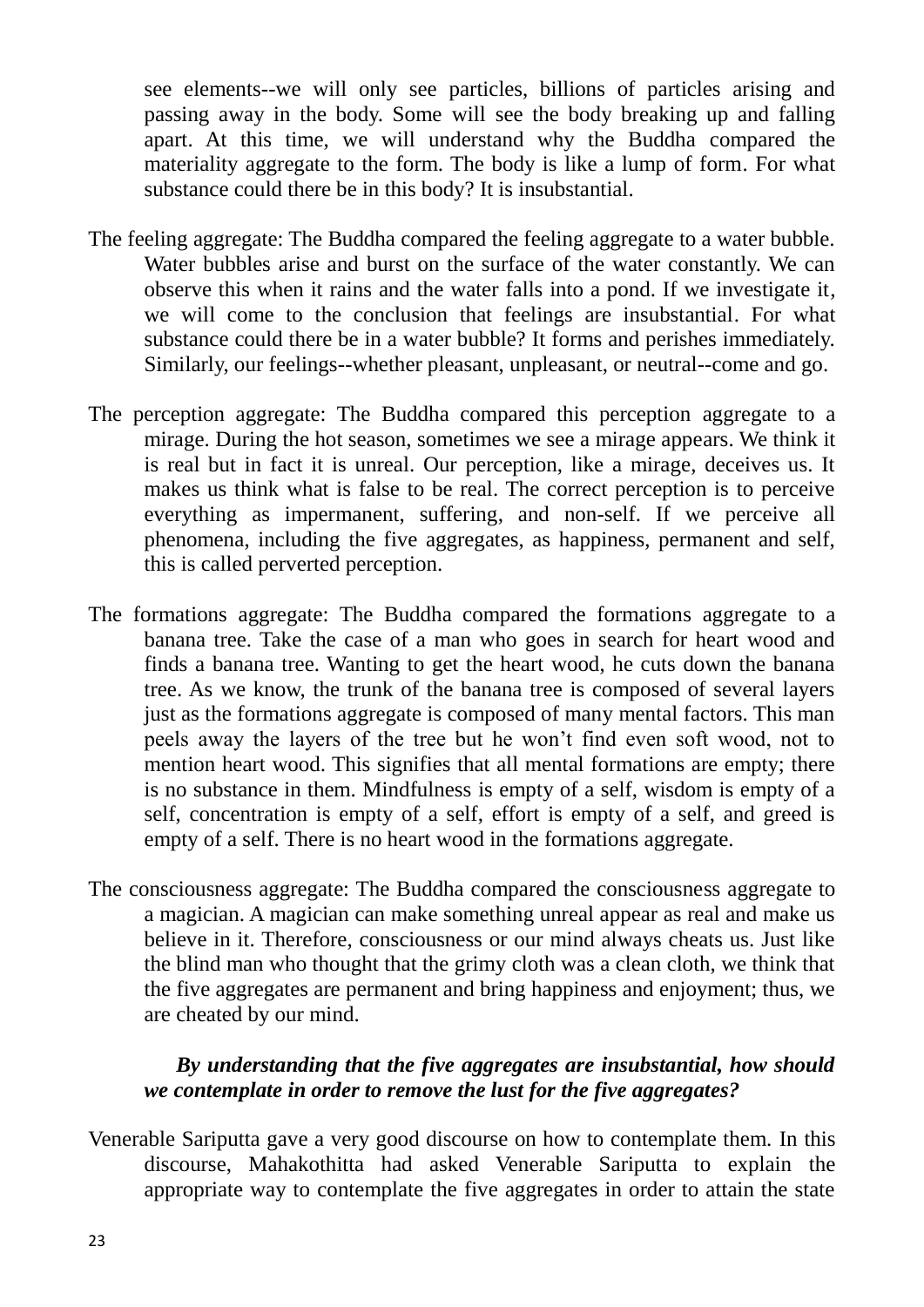see elements--we will only see particles, billions of particles arising and passing away in the body. Some will see the body breaking up and falling apart. At this time, we will understand why the Buddha compared the materiality aggregate to the form. The body is like a lump of form. For what substance could there be in this body? It is insubstantial.

The feeling aggregate: The Buddha compared the feeling aggregate to a water bubble. Water bubbles arise and burst on the surface of the water constantly. We can observe this when it rains and the water falls into a pond. If we investigate it, we will come to the conclusion that feelings are insubstantial. For what substance could there be in a water bubble? It forms and perishes immediately. Similarly, our feelings--whether pleasant, unpleasant, or neutral--come and go.

The perception aggregate: The Buddha compared this perception aggregate to a mirage. During the hot season, sometimes we see a mirage appears. We think it is real but in fact it is unreal. Our perception, like a mirage, deceives us. It makes us think what is false to be real. The correct perception is to perceive everything as impermanent, suffering, and non-self. If we perceive all phenomena, including the five aggregates, as happiness, permanent and self, this is called perverted perception.

The formations aggregate: The Buddha compared the formations aggregate to a banana tree. Take the case of a man who goes in search for heart wood and finds a banana tree. Wanting to get the heart wood, he cuts down the banana tree. As we know, the trunk of the banana tree is composed of several layers just as the formations aggregate is composed of many mental factors. This man peels away the layers of the tree but he won't find even soft wood, not to mention heart wood. This signifies that all mental formations are empty; there is no substance in them. Mindfulness is empty of a self, wisdom is empty of a self, concentration is empty of a self, effort is empty of a self, and greed is empty of a self. There is no heart wood in the formations aggregate.

The consciousness aggregate: The Buddha compared the consciousness aggregate to a magician. A magician can make something unreal appear as real and make us believe in it. Therefore, consciousness or our mind always cheats us. Just like the blind man who thought that the grimy cloth was a clean cloth, we think that the five aggregates are permanent and bring happiness and enjoyment; thus, we are cheated by our mind.

***By understanding that the five aggregates are insubstantial, how should we contemplate in order to remove the lust for the five aggregates?***

Venerable Sariputta gave a very good discourse on how to contemplate them. In this discourse, Mahakothitta had asked Venerable Sariputta to explain the appropriate way to contemplate the five aggregates in order to attain the state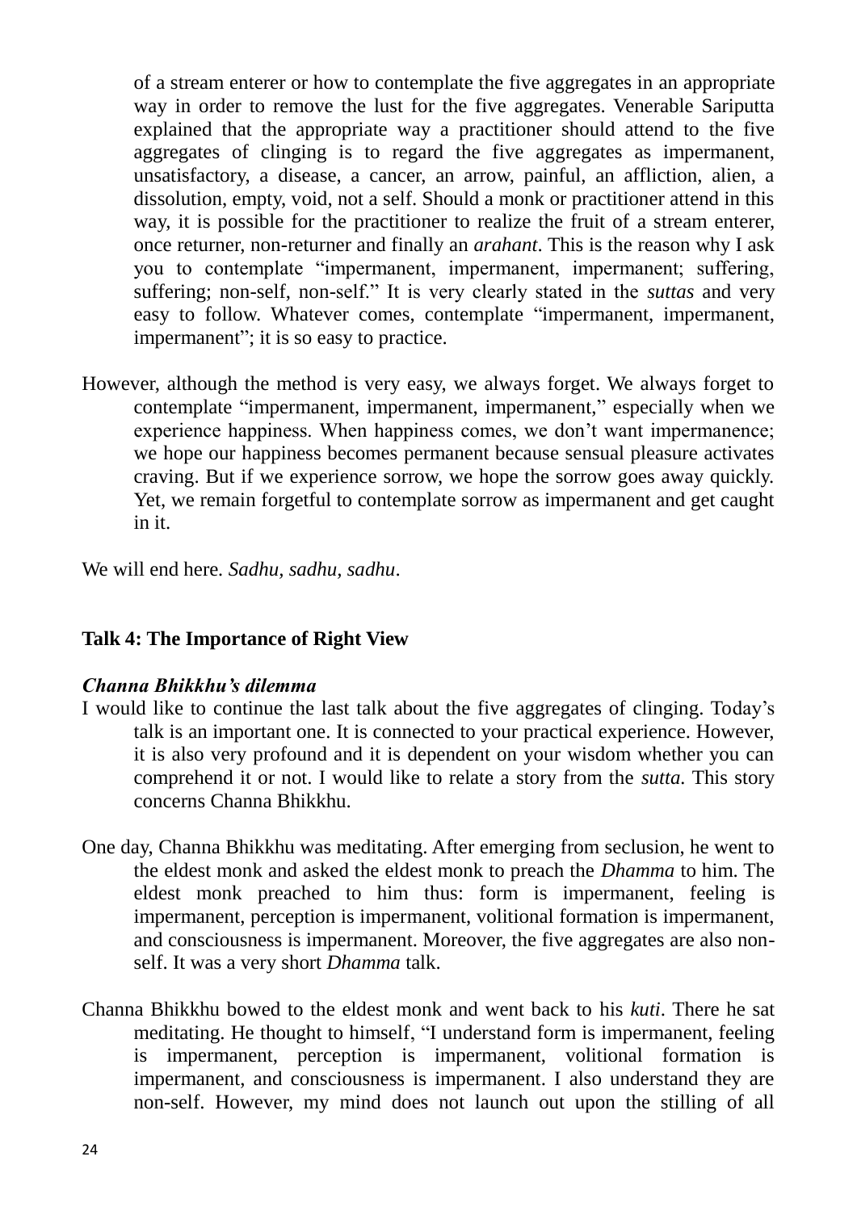of a stream enterer or how to contemplate the five aggregates in an appropriate way in order to remove the lust for the five aggregates. Venerable Sariputta explained that the appropriate way a practitioner should attend to the five aggregates of clinging is to regard the five aggregates as impermanent, unsatisfactory, a disease, a cancer, an arrow, painful, an affliction, alien, a dissolution, empty, void, not a self. Should a monk or practitioner attend in this way, it is possible for the practitioner to realize the fruit of a stream enterer, once returner, non-returner and finally an *arahant*. This is the reason why I ask you to contemplate "impermanent, impermanent, impermanent; suffering, suffering; non-self, non-self." It is very clearly stated in the *suttas* and very easy to follow. Whatever comes, contemplate "impermanent, impermanent, impermanent"; it is so easy to practice.

However, although the method is very easy, we always forget. We always forget to contemplate "impermanent, impermanent, impermanent," especially when we experience happiness. When happiness comes, we don't want impermanence; we hope our happiness becomes permanent because sensual pleasure activates craving. But if we experience sorrow, we hope the sorrow goes away quickly. Yet, we remain forgetful to contemplate sorrow as impermanent and get caught in it.

We will end here. *Sadhu, sadhu, sadhu*.

## Talk 4: The Importance of Right View

### *Channa Bhikkhu's dilemma*

I would like to continue the last talk about the five aggregates of clinging. Today's talk is an important one. It is connected to your practical experience. However, it is also very profound and it is dependent on your wisdom whether you can comprehend it or not. I would like to relate a story from the *sutta*. This story concerns Channa Bhikkhu.

One day, Channa Bhikkhu was meditating. After emerging from seclusion, he went to the eldest monk and asked the eldest monk to preach the *Dhamma* to him. The eldest monk preached to him thus: form is impermanent, feeling is impermanent, perception is impermanent, volitional formation is impermanent, and consciousness is impermanent. Moreover, the five aggregates are also non-self. It was a very short *Dhamma* talk.

Channa Bhikkhu bowed to the eldest monk and went back to his *kuti*. There he sat meditating. He thought to himself, "I understand form is impermanent, feeling is impermanent, perception is impermanent, volitional formation is impermanent, and consciousness is impermanent. I also understand they are non-self. However, my mind does not launch out upon the stilling of all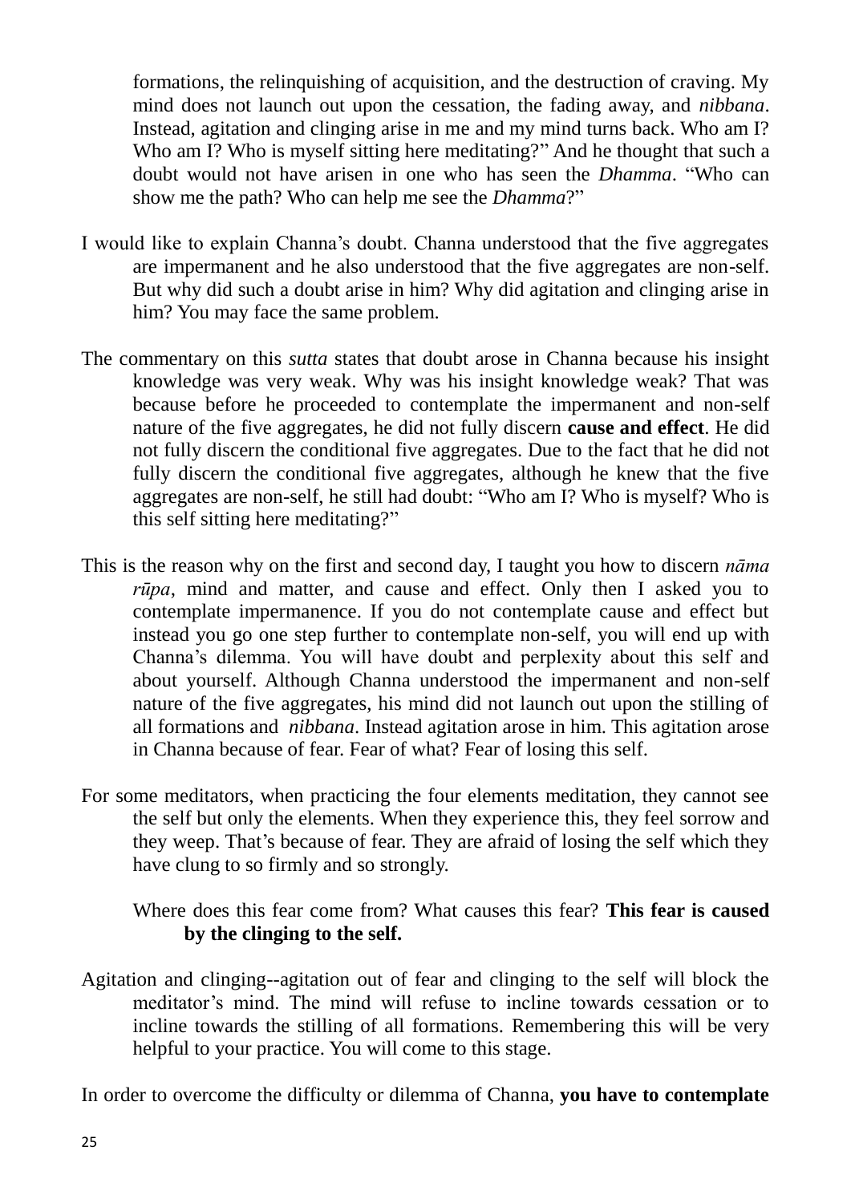formations, the relinquishing of acquisition, and the destruction of craving. My mind does not launch out upon the cessation, the fading away, and *nibbana*. Instead, agitation and clinging arise in me and my mind turns back. Who am I? Who am I? Who is myself sitting here meditating?" And he thought that such a doubt would not have arisen in one who has seen the *Dhamma*. "Who can show me the path? Who can help me see the *Dhamma*?"

I would like to explain Channa's doubt. Channa understood that the five aggregates are impermanent and he also understood that the five aggregates are non-self. But why did such a doubt arise in him? Why did agitation and clinging arise in him? You may face the same problem.

The commentary on this *sutta* states that doubt arose in Channa because his insight knowledge was very weak. Why was his insight knowledge weak? That was because before he proceeded to contemplate the impermanent and non-self nature of the five aggregates, he did not fully discern **cause and effect**. He did not fully discern the conditional five aggregates. Due to the fact that he did not fully discern the conditional five aggregates, although he knew that the five aggregates are non-self, he still had doubt: "Who am I? Who is myself? Who is this self sitting here meditating?"

This is the reason why on the first and second day, I taught you how to discern *nāma rūpa*, mind and matter, and cause and effect. Only then I asked you to contemplate impermanence. If you do not contemplate cause and effect but instead you go one step further to contemplate non-self, you will end up with Channa's dilemma. You will have doubt and perplexity about this self and about yourself. Although Channa understood the impermanent and non-self nature of the five aggregates, his mind did not launch out upon the stilling of all formations and *nibbana*. Instead agitation arose in him. This agitation arose in Channa because of fear. Fear of what? Fear of losing this self.

For some meditators, when practicing the four elements meditation, they cannot see the self but only the elements. When they experience this, they feel sorrow and they weep. That's because of fear. They are afraid of losing the self which they have clung to so firmly and so strongly.

Where does this fear come from? What causes this fear? **This fear is caused by the clinging to the self.**

Agitation and clinging--agitation out of fear and clinging to the self will block the meditator's mind. The mind will refuse to incline towards cessation or to incline towards the stilling of all formations. Remembering this will be very helpful to your practice. You will come to this stage.

In order to overcome the difficulty or dilemma of Channa, **you have to contemplate**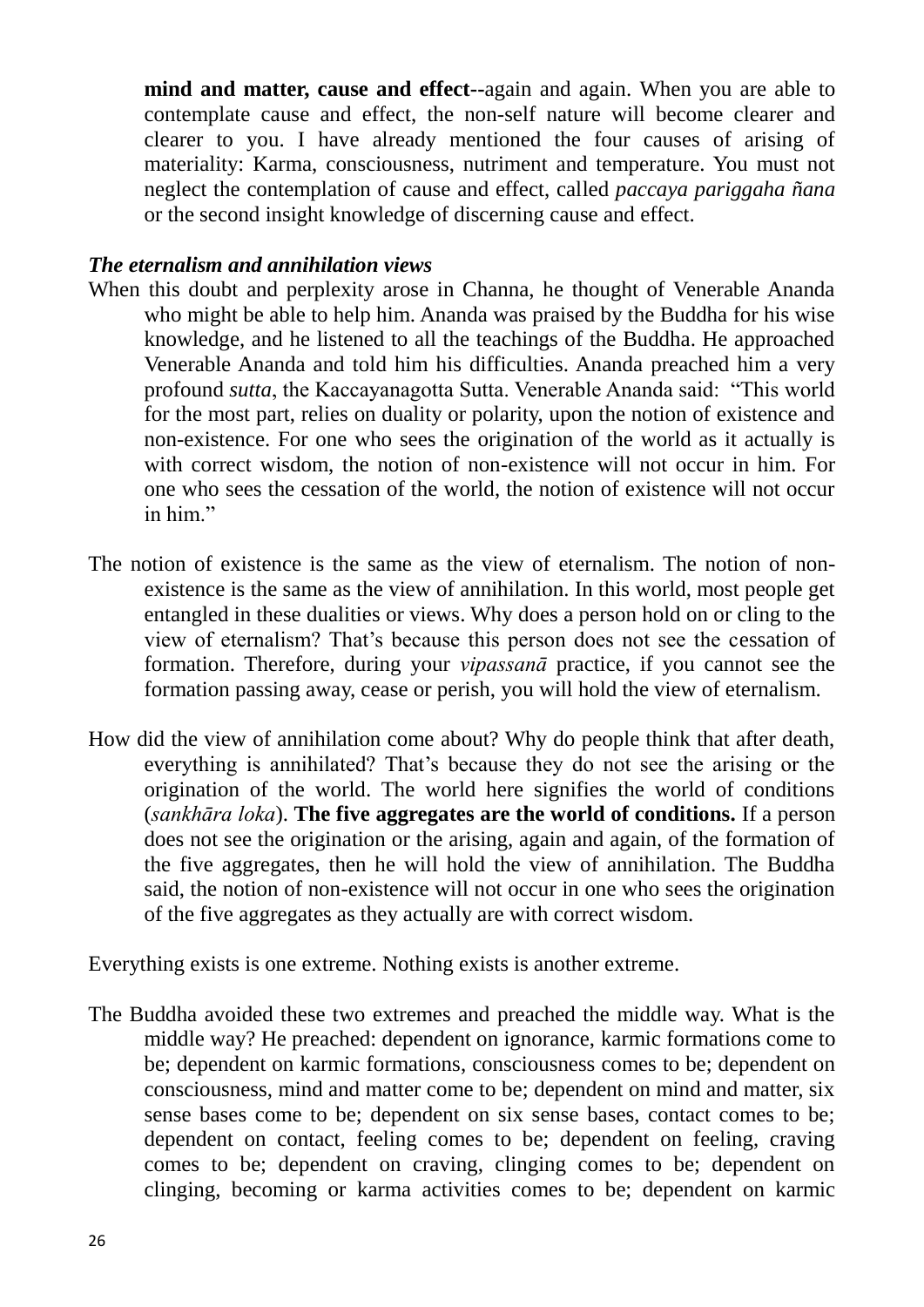**mind and matter, cause and effect**--again and again. When you are able to contemplate cause and effect, the non-self nature will become clearer and clearer to you. I have already mentioned the four causes of arising of materiality: Karma, consciousness, nutriment and temperature. You must not neglect the contemplation of cause and effect, called *paccaya pariggaha ñana* or the second insight knowledge of discerning cause and effect.

***The eternalism and annihilation views***

When this doubt and perplexity arose in Channa, he thought of Venerable Ananda who might be able to help him. Ananda was praised by the Buddha for his wise knowledge, and he listened to all the teachings of the Buddha. He approached Venerable Ananda and told him his difficulties. Ananda preached him a very profound *sutta*, the Kaccayanagotta Sutta. Venerable Ananda said: "This world for the most part, relies on duality or polarity, upon the notion of existence and non-existence. For one who sees the origination of the world as it actually is with correct wisdom, the notion of non-existence will not occur in him. For one who sees the cessation of the world, the notion of existence will not occur in him."

The notion of existence is the same as the view of eternalism. The notion of non-existence is the same as the view of annihilation. In this world, most people get entangled in these dualities or views. Why does a person hold on or cling to the view of eternalism? That's because this person does not see the cessation of formation. Therefore, during your *vipassanā* practice, if you cannot see the formation passing away, cease or perish, you will hold the view of eternalism.

How did the view of annihilation come about? Why do people think that after death, everything is annihilated? That's because they do not see the arising or the origination of the world. The world here signifies the world of conditions (*sankhāra loka*). **The five aggregates are the world of conditions.** If a person does not see the origination or the arising, again and again, of the formation of the five aggregates, then he will hold the view of annihilation. The Buddha said, the notion of non-existence will not occur in one who sees the origination of the five aggregates as they actually are with correct wisdom.

Everything exists is one extreme. Nothing exists is another extreme.

The Buddha avoided these two extremes and preached the middle way. What is the middle way? He preached: dependent on ignorance, karmic formations come to be; dependent on karmic formations, consciousness comes to be; dependent on consciousness, mind and matter come to be; dependent on mind and matter, six sense bases come to be; dependent on six sense bases, contact comes to be; dependent on contact, feeling comes to be; dependent on feeling, craving comes to be; dependent on craving, clinging comes to be; dependent on clinging, becoming or karma activities comes to be; dependent on karmic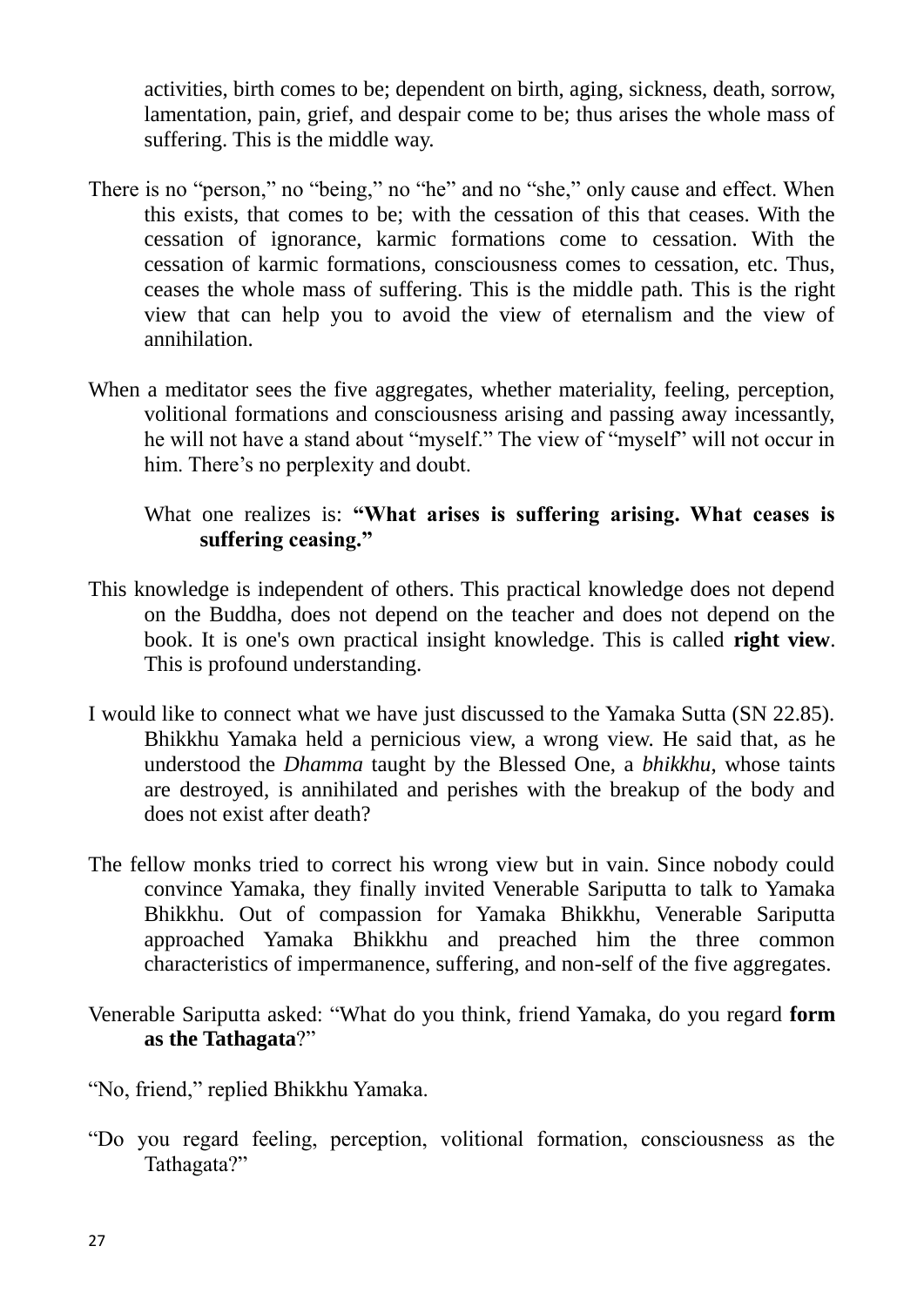activities, birth comes to be; dependent on birth, aging, sickness, death, sorrow, lamentation, pain, grief, and despair come to be; thus arises the whole mass of suffering. This is the middle way.

There is no "person," no "being," no "he" and no "she," only cause and effect. When this exists, that comes to be; with the cessation of this that ceases. With the cessation of ignorance, karmic formations come to cessation. With the cessation of karmic formations, consciousness comes to cessation, etc. Thus, ceases the whole mass of suffering. This is the middle path. This is the right view that can help you to avoid the view of eternalism and the view of annihilation.

When a meditator sees the five aggregates, whether materiality, feeling, perception, volitional formations and consciousness arising and passing away incessantly, he will not have a stand about "myself." The view of "myself" will not occur in him. There's no perplexity and doubt.

What one realizes is: **"What arises is suffering arising. What ceases is suffering ceasing."**

This knowledge is independent of others. This practical knowledge does not depend on the Buddha, does not depend on the teacher and does not depend on the book. It is one's own practical insight knowledge. This is called **right view**. This is profound understanding.

I would like to connect what we have just discussed to the Yamaka Sutta (SN 22.85). Bhikkhu Yamaka held a pernicious view, a wrong view. He said that, as he understood the *Dhamma* taught by the Blessed One, a *bhikkhu*, whose taints are destroyed, is annihilated and perishes with the breakup of the body and does not exist after death?

The fellow monks tried to correct his wrong view but in vain. Since nobody could convince Yamaka, they finally invited Venerable Sariputta to talk to Yamaka Bhikkhu. Out of compassion for Yamaka Bhikkhu, Venerable Sariputta approached Yamaka Bhikkhu and preached him the three common characteristics of impermanence, suffering, and non-self of the five aggregates.

Venerable Sariputta asked: "What do you think, friend Yamaka, do you regard **form as the Tathagata**?"

"No, friend," replied Bhikkhu Yamaka.

"Do you regard feeling, perception, volitional formation, consciousness as the Tathagata?"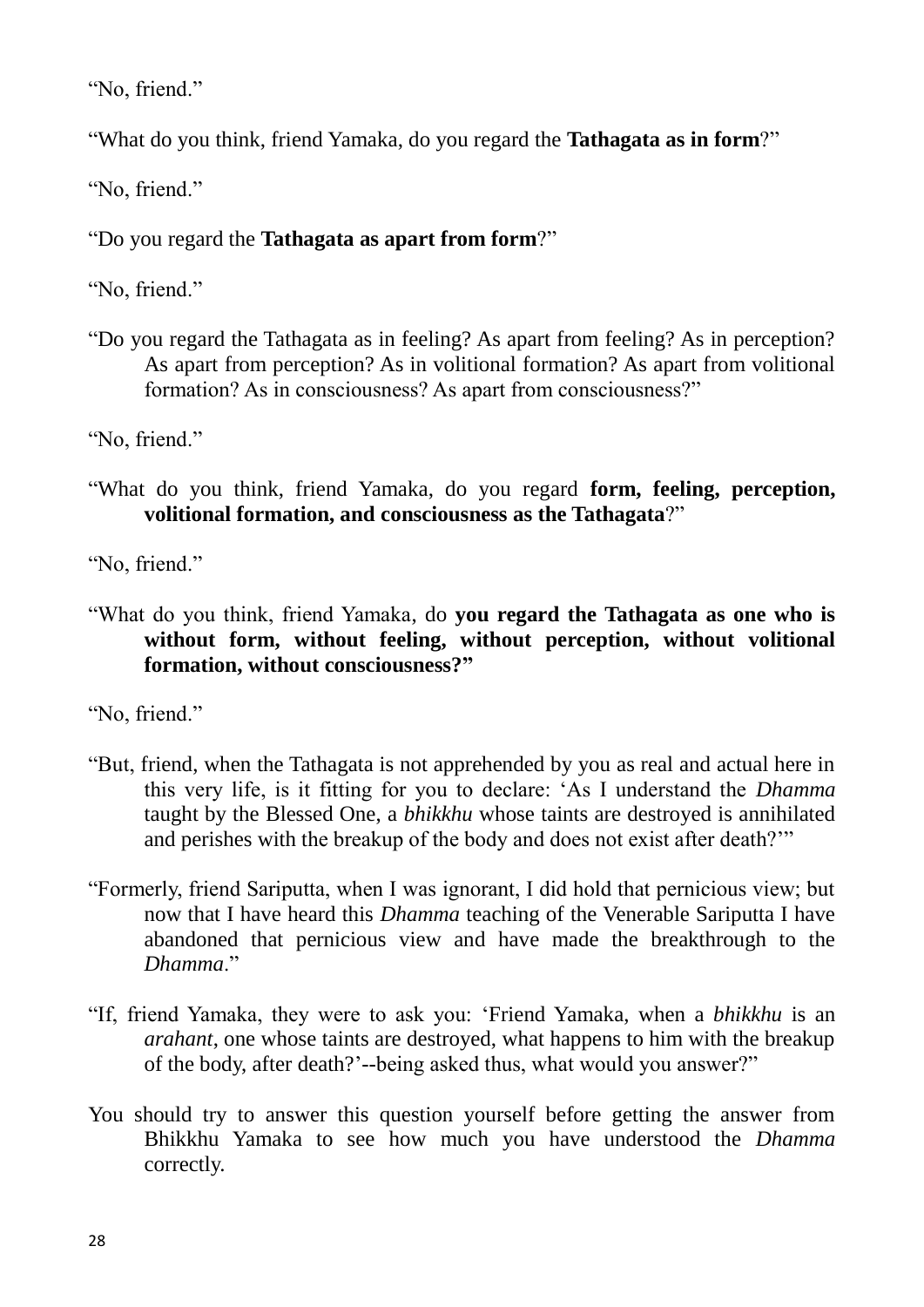“No, friend.”

“What do you think, friend Yamaka, do you regard the **Tathagata as in form**?”

“No, friend.”

“Do you regard the **Tathagata as apart from form**?”

“No, friend.”

“Do you regard the Tathagata as in feeling? As apart from feeling? As in perception? As apart from perception? As in volitional formation? As apart from volitional formation? As in consciousness? As apart from consciousness?”

“No, friend.”

“What do you think, friend Yamaka, do you regard **form, feeling, perception, volitional formation, and consciousness as the Tathagata**?”

“No, friend.”

“What do you think, friend Yamaka, do **you regard the Tathagata as one who is without form, without feeling, without perception, without volitional formation, without consciousness?”**

“No, friend.”

“But, friend, when the Tathagata is not apprehended by you as real and actual here in this very life, is it fitting for you to declare: ‘As I understand the *Dhamma* taught by the Blessed One, a *bhikkhu* whose taints are destroyed is annihilated and perishes with the breakup of the body and does not exist after death?’”

“Formerly, friend Sariputta, when I was ignorant, I did hold that pernicious view; but now that I have heard this *Dhamma* teaching of the Venerable Sariputta I have abandoned that pernicious view and have made the breakthrough to the *Dhamma*.”

“If, friend Yamaka, they were to ask you: ‘Friend Yamaka, when a *bhikkhu* is an *arahant*, one whose taints are destroyed, what happens to him with the breakup of the body, after death?’--being asked thus, what would you answer?”

You should try to answer this question yourself before getting the answer from Bhikkhu Yamaka to see how much you have understood the *Dhamma* correctly.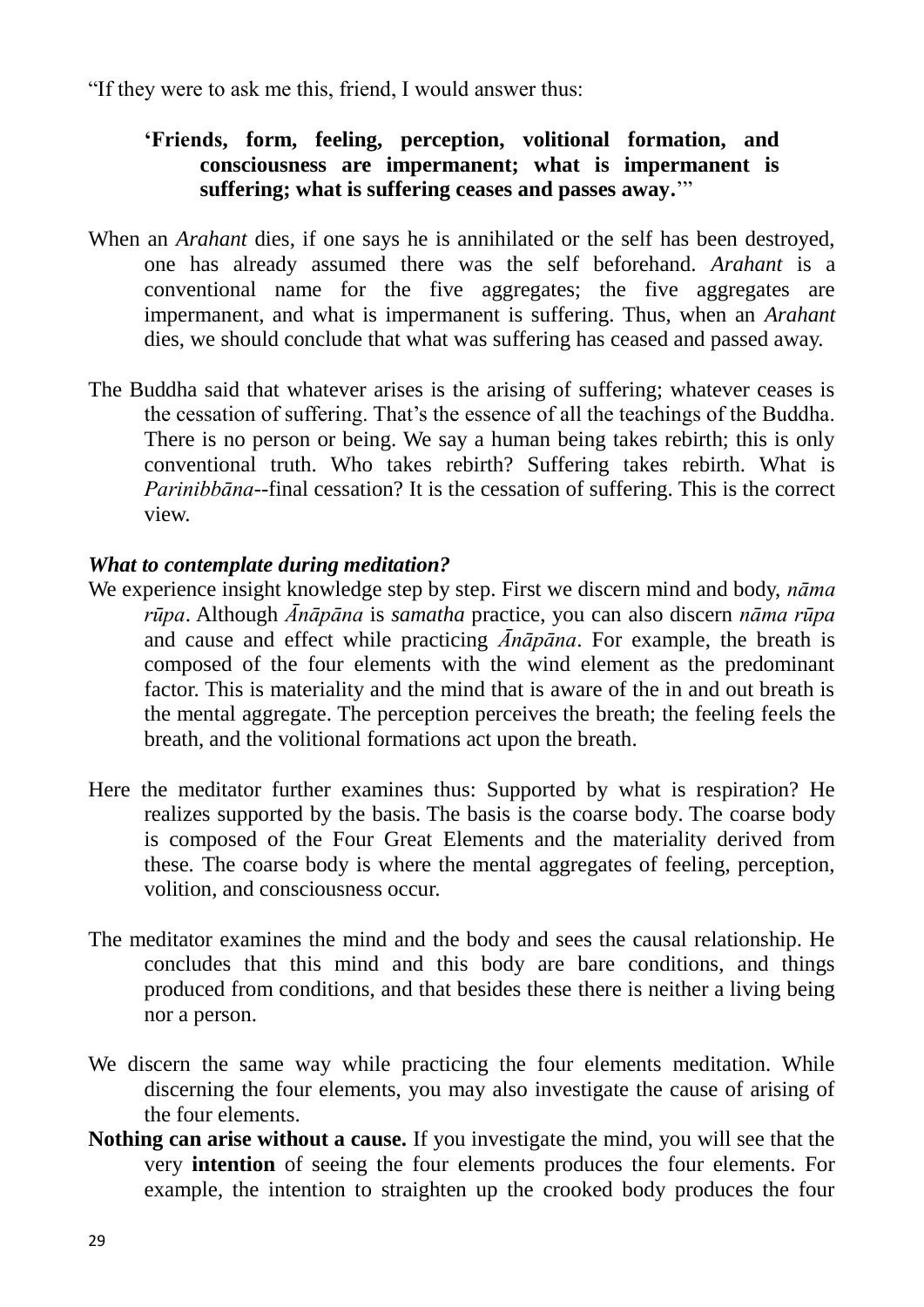"If they were to ask me this, friend, I would answer thus:

> **'Friends, form, feeling, perception, volitional formation, and consciousness are impermanent; what is impermanent is suffering; what is suffering ceases and passes away.**'"

When an *Arahant* dies, if one says he is annihilated or the self has been destroyed, one has already assumed there was the self beforehand. *Arahant* is a conventional name for the five aggregates; the five aggregates are impermanent, and what is impermanent is suffering. Thus, when an *Arahant* dies, we should conclude that what was suffering has ceased and passed away.

The Buddha said that whatever arises is the arising of suffering; whatever ceases is the cessation of suffering. That's the essence of all the teachings of the Buddha. There is no person or being. We say a human being takes rebirth; this is only conventional truth. Who takes rebirth? Suffering takes rebirth. What is *Parinibbāna*--final cessation? It is the cessation of suffering. This is the correct view.

***What to contemplate during meditation?***

We experience insight knowledge step by step. First we discern mind and body, *nāma rūpa*. Although *Ānāpāna* is *samatha* practice, you can also discern *nāma rūpa* and cause and effect while practicing *Ānāpāna*. For example, the breath is composed of the four elements with the wind element as the predominant factor. This is materiality and the mind that is aware of the in and out breath is the mental aggregate. The perception perceives the breath; the feeling feels the breath, and the volitional formations act upon the breath.

Here the meditator further examines thus: Supported by what is respiration? He realizes supported by the basis. The basis is the coarse body. The coarse body is composed of the Four Great Elements and the materiality derived from these. The coarse body is where the mental aggregates of feeling, perception, volition, and consciousness occur.

The meditator examines the mind and the body and sees the causal relationship. He concludes that this mind and this body are bare conditions, and things produced from conditions, and that besides these there is neither a living being nor a person.

We discern the same way while practicing the four elements meditation. While discerning the four elements, you may also investigate the cause of arising of the four elements.

**Nothing can arise without a cause.** If you investigate the mind, you will see that the very **intention** of seeing the four elements produces the four elements. For example, the intention to straighten up the crooked body produces the four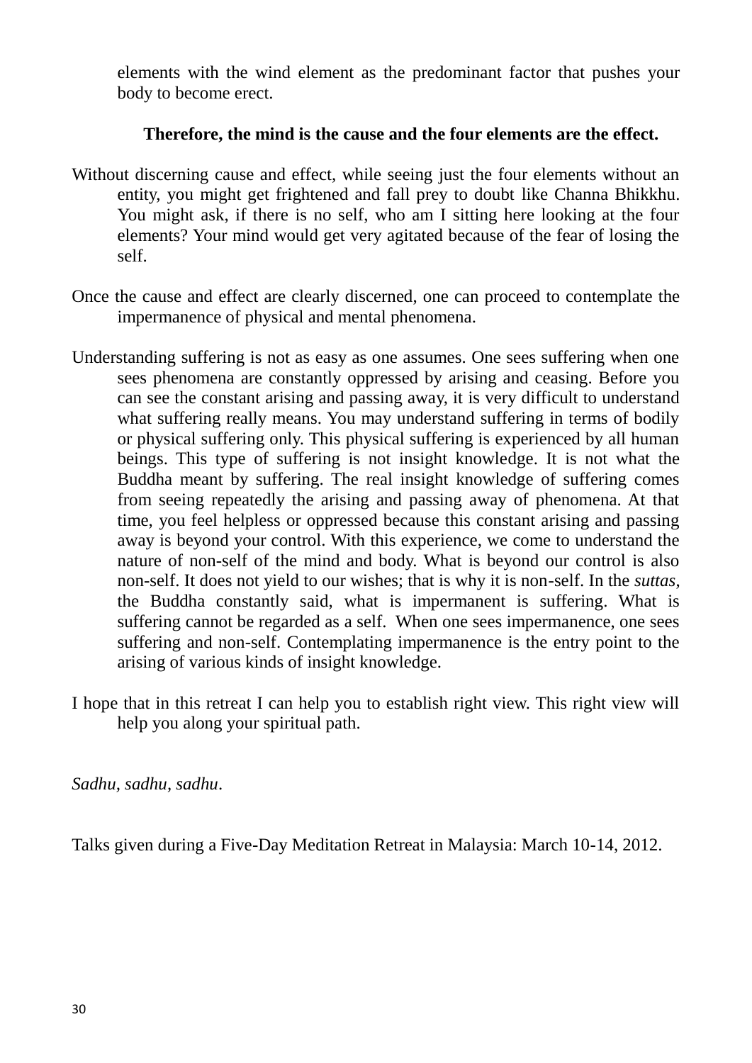elements with the wind element as the predominant factor that pushes your body to become erect.

**Therefore, the mind is the cause and the four elements are the effect.**

Without discerning cause and effect, while seeing just the four elements without an entity, you might get frightened and fall prey to doubt like Channa Bhikkhu. You might ask, if there is no self, who am I sitting here looking at the four elements? Your mind would get very agitated because of the fear of losing the self.

Once the cause and effect are clearly discerned, one can proceed to contemplate the impermanence of physical and mental phenomena.

Understanding suffering is not as easy as one assumes. One sees suffering when one sees phenomena are constantly oppressed by arising and ceasing. Before you can see the constant arising and passing away, it is very difficult to understand what suffering really means. You may understand suffering in terms of bodily or physical suffering only. This physical suffering is experienced by all human beings. This type of suffering is not insight knowledge. It is not what the Buddha meant by suffering. The real insight knowledge of suffering comes from seeing repeatedly the arising and passing away of phenomena. At that time, you feel helpless or oppressed because this constant arising and passing away is beyond your control. With this experience, we come to understand the nature of non-self of the mind and body. What is beyond our control is also non-self. It does not yield to our wishes; that is why it is non-self. In the *suttas*, the Buddha constantly said, what is impermanent is suffering. What is suffering cannot be regarded as a self. When one sees impermanence, one sees suffering and non-self. Contemplating impermanence is the entry point to the arising of various kinds of insight knowledge.

I hope that in this retreat I can help you to establish right view. This right view will help you along your spiritual path.

*Sadhu, sadhu, sadhu*.

Talks given during a Five-Day Meditation Retreat in Malaysia: March 10-14, 2012.